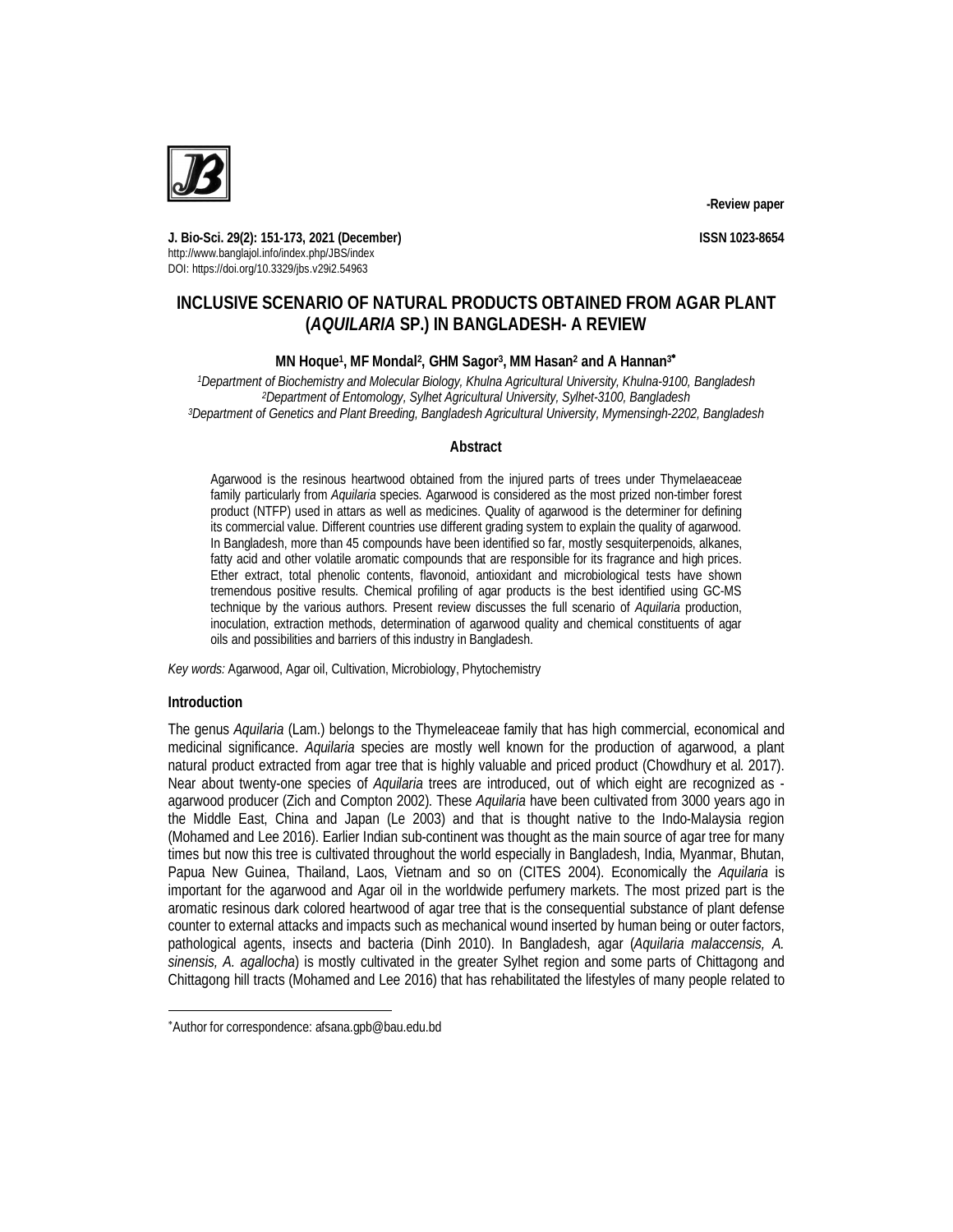-Review paper

J. Bio-Sci. 29(2): 151-173, 2021 (December)
http://www.banglajol.info/index.php/JBS/index
DOI: https://doi.org/10.3329/jbs.v29i2.54963

ISSN 1023-8654

# INCLUSIVE SCENARIO OF NATURAL PRODUCTS OBTAINED FROM AGAR PLANT (*AQUILARIA* SP.) IN BANGLADESH- A REVIEW

**MN Hoque[1], MF Mondal[2], GHM Sagor[3], MM Hasan[2] and A Hannan[3]***

*[1]Department of Biochemistry and Molecular Biology, Khulna Agricultural University, Khulna-9100, Bangladesh*
*[2]Department of Entomology, Sylhet Agricultural University, Sylhet-3100, Bangladesh*
*[3]Department of Genetics and Plant Breeding, Bangladesh Agricultural University, Mymensingh-2202, Bangladesh*

## Abstract

Agarwood is the resinous heartwood obtained from the injured parts of trees under Thymelaeaceae family particularly from *Aquilaria* species. Agarwood is considered as the most prized non-timber forest product (NTFP) used in attars as well as medicines. Quality of agarwood is the determiner for defining its commercial value. Different countries use different grading system to explain the quality of agarwood. In Bangladesh, more than 45 compounds have been identified so far, mostly sesquiterpenoids, alkanes, fatty acid and other volatile aromatic compounds that are responsible for its fragrance and high prices. Ether extract, total phenolic contents, flavonoid, antioxidant and microbiological tests have shown tremendous positive results. Chemical profiling of agar products is the best identified using GC-MS technique by the various authors. Present review discusses the full scenario of *Aquilaria* production, inoculation, extraction methods, determination of agarwood quality and chemical constituents of agar oils and possibilities and barriers of this industry in Bangladesh.

*Key words:* Agarwood, Agar oil, Cultivation, Microbiology, Phytochemistry

## Introduction

The genus *Aquilaria* (Lam.) belongs to the Thymeleaceae family that has high commercial, economical and medicinal significance. *Aquilaria* species are mostly well known for the production of agarwood, a plant natural product extracted from agar tree that is highly valuable and priced product (Chowdhury et al. 2017). Near about twenty-one species of *Aquilaria* trees are introduced, out of which eight are recognized as - agarwood producer (Zich and Compton 2002). These *Aquilaria* have been cultivated from 3000 years ago in the Middle East, China and Japan (Le 2003) and that is thought native to the Indo-Malaysia region (Mohamed and Lee 2016). Earlier Indian sub-continent was thought as the main source of agar tree for many times but now this tree is cultivated throughout the world especially in Bangladesh, India, Myanmar, Bhutan, Papua New Guinea, Thailand, Laos, Vietnam and so on (CITES 2004). Economically the *Aquilaria* is important for the agarwood and Agar oil in the worldwide perfumery markets. The most prized part is the aromatic resinous dark colored heartwood of agar tree that is the consequential substance of plant defense counter to external attacks and impacts such as mechanical wound inserted by human being or outer factors, pathological agents, insects and bacteria (Dinh 2010). In Bangladesh, agar (*Aquilaria malaccensis, A. sinensis, A. agallocha*) is mostly cultivated in the greater Sylhet region and some parts of Chittagong and Chittagong hill tracts (Mohamed and Lee 2016) that has rehabilitated the lifestyles of many people related to

*Author for correspondence: afsana.gpb@bau.edu.bd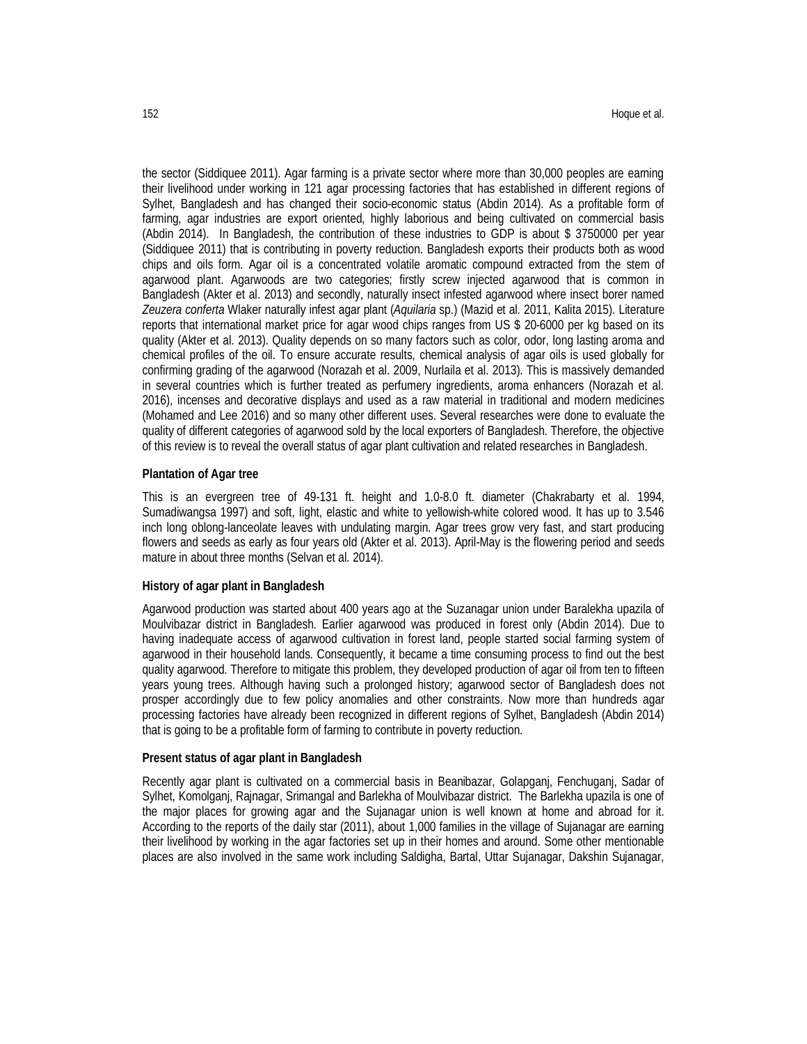the sector (Siddiquee 2011). Agar farming is a private sector where more than 30,000 peoples are earning their livelihood under working in 121 agar processing factories that has established in different regions of Sylhet, Bangladesh and has changed their socio-economic status (Abdin 2014). As a profitable form of farming, agar industries are export oriented, highly laborious and being cultivated on commercial basis (Abdin 2014). In Bangladesh, the contribution of these industries to GDP is about $ 3750000 per year (Siddiquee 2011) that is contributing in poverty reduction. Bangladesh exports their products both as wood chips and oils form. Agar oil is a concentrated volatile aromatic compound extracted from the stem of agarwood plant. Agarwoods are two categories; firstly screw injected agarwood that is common in Bangladesh (Akter et al. 2013) and secondly, naturally insect infested agarwood where insect borer named *Zeuzera conferta* Wlaker naturally infest agar plant (*Aquilaria* sp.) (Mazid et al. 2011, Kalita 2015). Literature reports that international market price for agar wood chips ranges from US $ 20-6000 per kg based on its quality (Akter et al. 2013). Quality depends on so many factors such as color, odor, long lasting aroma and chemical profiles of the oil. To ensure accurate results, chemical analysis of agar oils is used globally for confirming grading of the agarwood (Norazah et al. 2009, Nurlaila et al. 2013). This is massively demanded in several countries which is further treated as perfumery ingredients, aroma enhancers (Norazah et al. 2016), incenses and decorative displays and used as a raw material in traditional and modern medicines (Mohamed and Lee 2016) and so many other different uses. Several researches were done to evaluate the quality of different categories of agarwood sold by the local exporters of Bangladesh. Therefore, the objective of this review is to reveal the overall status of agar plant cultivation and related researches in Bangladesh.

**Plantation of Agar tree**

This is an evergreen tree of 49-131 ft. height and 1.0-8.0 ft. diameter (Chakrabarty et al. 1994, Sumadiwangsa 1997) and soft, light, elastic and white to yellowish-white colored wood. It has up to 3.546 inch long oblong-lanceolate leaves with undulating margin. Agar trees grow very fast, and start producing flowers and seeds as early as four years old (Akter et al. 2013). April-May is the flowering period and seeds mature in about three months (Selvan et al. 2014).

**History of agar plant in Bangladesh**

Agarwood production was started about 400 years ago at the Suzanagar union under Baralekha upazila of Moulvibazar district in Bangladesh. Earlier agarwood was produced in forest only (Abdin 2014). Due to having inadequate access of agarwood cultivation in forest land, people started social farming system of agarwood in their household lands. Consequently, it became a time consuming process to find out the best quality agarwood. Therefore to mitigate this problem, they developed production of agar oil from ten to fifteen years young trees. Although having such a prolonged history; agarwood sector of Bangladesh does not prosper accordingly due to few policy anomalies and other constraints. Now more than hundreds agar processing factories have already been recognized in different regions of Sylhet, Bangladesh (Abdin 2014) that is going to be a profitable form of farming to contribute in poverty reduction.

**Present status of agar plant in Bangladesh**

Recently agar plant is cultivated on a commercial basis in Beanibazar, Golapganj, Fenchuganj, Sadar of Sylhet, Komolganj, Rajnagar, Srimangal and Barlekha of Moulvibazar district. The Barlekha upazila is one of the major places for growing agar and the Sujanagar union is well known at home and abroad for it. According to the reports of the daily star (2011), about 1,000 families in the village of Sujanagar are earning their livelihood by working in the agar factories set up in their homes and around. Some other mentionable places are also involved in the same work including Saldigha, Bartal, Uttar Sujanagar, Dakshin Sujanagar,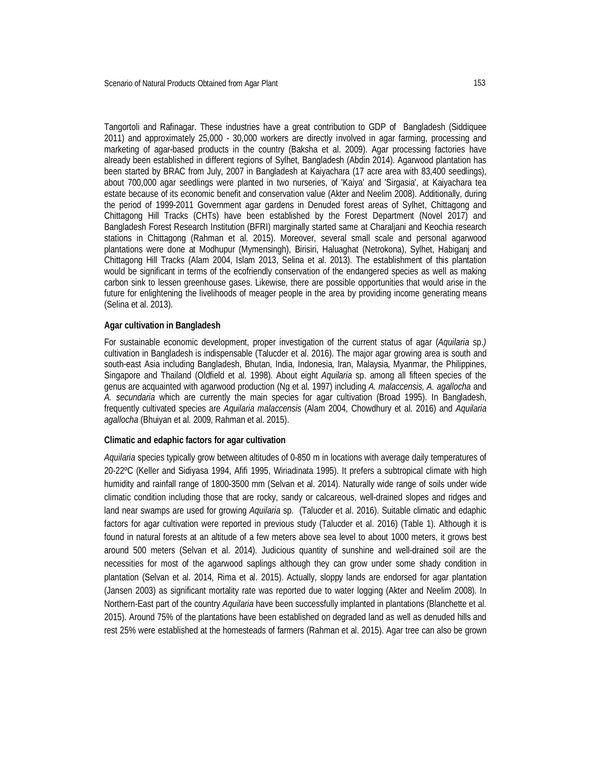Tangortoli and Rafinagar. These industries have a great contribution to GDP of Bangladesh (Siddiquee 2011) and approximately 25,000 - 30,000 workers are directly involved in agar farming, processing and marketing of agar-based products in the country (Baksha et al. 2009). Agar processing factories have already been established in different regions of Sylhet, Bangladesh (Abdin 2014). Agarwood plantation has been started by BRAC from July, 2007 in Bangladesh at Kaiyachara (17 acre area with 83,400 seedlings), about 700,000 agar seedlings were planted in two nurseries, of 'Kaiya' and 'Sirgasia', at Kaiyachara tea estate because of its economic benefit and conservation value (Akter and Neelim 2008). Additionally, during the period of 1999-2011 Government agar gardens in Denuded forest areas of Sylhet, Chittagong and Chittagong Hill Tracks (CHTs) have been established by the Forest Department (Novel 2017) and Bangladesh Forest Research Institution (BFRI) marginally started same at Charaljani and Keochia research stations in Chittagong (Rahman et al. 2015). Moreover, several small scale and personal agarwood plantations were done at Modhupur (Mymensingh), Birisiri, Haluaghat (Netrokona), Sylhet, Habiganj and Chittagong Hill Tracks (Alam 2004, Islam 2013, Selina et al. 2013). The establishment of this plantation would be significant in terms of the ecofriendly conservation of the endangered species as well as making carbon sink to lessen greenhouse gases. Likewise, there are possible opportunities that would arise in the future for enlightening the livelihoods of meager people in the area by providing income generating means (Selina et al. 2013).

**Agar cultivation in Bangladesh**

For sustainable economic development, proper investigation of the current status of agar (*Aquilaria* sp.) cultivation in Bangladesh is indispensable (Talucder et al. 2016). The major agar growing area is south and south-east Asia including Bangladesh, Bhutan, India, Indonesia, Iran, Malaysia, Myanmar, the Philippines, Singapore and Thailand (Oldfield et al. 1998). About eight *Aquilaria* sp. among all fifteen species of the genus are acquainted with agarwood production (Ng et al. 1997) including *A. malaccensis, A. agallocha* and *A. secundaria* which are currently the main species for agar cultivation (Broad 1995). In Bangladesh, frequently cultivated species are *Aquilaria malaccensis* (Alam 2004, Chowdhury et al. 2016) and *Aquilaria agallocha* (Bhuiyan et al. 2009, Rahman et al. 2015).

**Climatic and edaphic factors for agar cultivation**

*Aquilaria* species typically grow between altitudes of 0-850 m in locations with average daily temperatures of 20-22ºC (Keller and Sidiyasa 1994, Afifi 1995, Wiriadinata 1995). It prefers a subtropical climate with high humidity and rainfall range of 1800-3500 mm (Selvan et al. 2014). Naturally wide range of soils under wide climatic condition including those that are rocky, sandy or calcareous, well-drained slopes and ridges and land near swamps are used for growing *Aquilaria* sp. (Talucder et al. 2016). Suitable climatic and edaphic factors for agar cultivation were reported in previous study (Talucder et al. 2016) (Table 1). Although it is found in natural forests at an altitude of a few meters above sea level to about 1000 meters, it grows best around 500 meters (Selvan et al. 2014). Judicious quantity of sunshine and well-drained soil are the necessities for most of the agarwood saplings although they can grow under some shady condition in plantation (Selvan et al. 2014, Rima et al. 2015). Actually, sloppy lands are endorsed for agar plantation (Jansen 2003) as significant mortality rate was reported due to water logging (Akter and Neelim 2008). In Northern-East part of the country *Aquilaria* have been successfully implanted in plantations (Blanchette et al. 2015). Around 75% of the plantations have been established on degraded land as well as denuded hills and rest 25% were established at the homesteads of farmers (Rahman et al. 2015). Agar tree can also be grown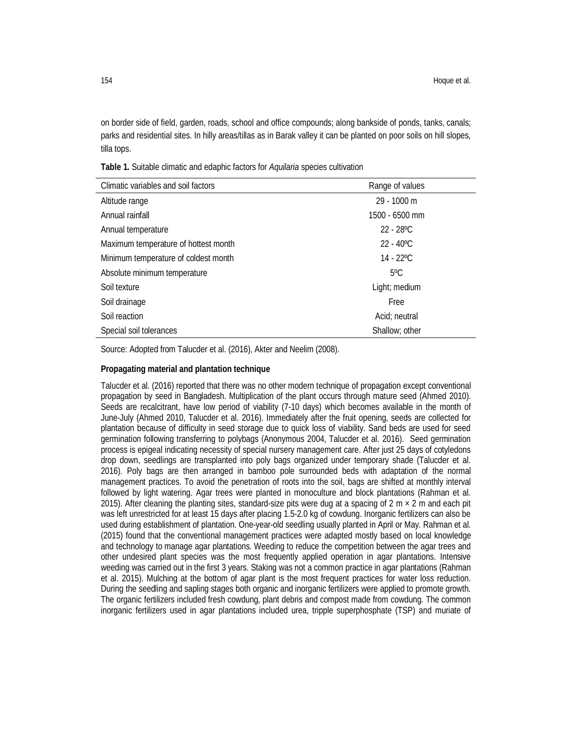on border side of field, garden, roads, school and office compounds; along bankside of ponds, tanks, canals; parks and residential sites. In hilly areas/tillas as in Barak valley it can be planted on poor soils on hill slopes, tilla tops.

**Table 1.** Suitable climatic and edaphic factors for *Aquilaria* species cultivation

| Climatic variables and soil factors | Range of values |
|---|---|
| Altitude range | 29 - 1000 m |
| Annual rainfall | 1500 - 6500 mm |
| Annual temperature | 22 - 28ºC |
| Maximum temperature of hottest month | 22 - 40ºC |
| Minimum temperature of coldest month | 14 - 22ºC |
| Absolute minimum temperature | 5ºC |
| Soil texture | Light; medium |
| Soil drainage | Free |
| Soil reaction | Acid; neutral |
| Special soil tolerances | Shallow; other |

Source: Adopted from Talucder et al. (2016), Akter and Neelim (2008).

**Propagating material and plantation technique**

Talucder et al. (2016) reported that there was no other modern technique of propagation except conventional propagation by seed in Bangladesh. Multiplication of the plant occurs through mature seed (Ahmed 2010). Seeds are recalcitrant, have low period of viability (7-10 days) which becomes available in the month of June-July (Ahmed 2010, Talucder et al. 2016). Immediately after the fruit opening, seeds are collected for plantation because of difficulty in seed storage due to quick loss of viability. Sand beds are used for seed germination following transferring to polybags (Anonymous 2004, Talucder et al. 2016). Seed germination process is epigeal indicating necessity of special nursery management care. After just 25 days of cotyledons drop down, seedlings are transplanted into poly bags organized under temporary shade (Talucder et al. 2016). Poly bags are then arranged in bamboo pole surrounded beds with adaptation of the normal management practices. To avoid the penetration of roots into the soil, bags are shifted at monthly interval followed by light watering. Agar trees were planted in monoculture and block plantations (Rahman et al. 2015). After cleaning the planting sites, standard-size pits were dug at a spacing of 2 m × 2 m and each pit was left unrestricted for at least 15 days after placing 1.5-2.0 kg of cowdung. Inorganic fertilizers can also be used during establishment of plantation. One-year-old seedling usually planted in April or May. Rahman et al. (2015) found that the conventional management practices were adapted mostly based on local knowledge and technology to manage agar plantations. Weeding to reduce the competition between the agar trees and other undesired plant species was the most frequently applied operation in agar plantations. Intensive weeding was carried out in the first 3 years. Staking was not a common practice in agar plantations (Rahman et al. 2015). Mulching at the bottom of agar plant is the most frequent practices for water loss reduction. During the seedling and sapling stages both organic and inorganic fertilizers were applied to promote growth. The organic fertilizers included fresh cowdung, plant debris and compost made from cowdung. The common inorganic fertilizers used in agar plantations included urea, tripple superphosphate (TSP) and muriate of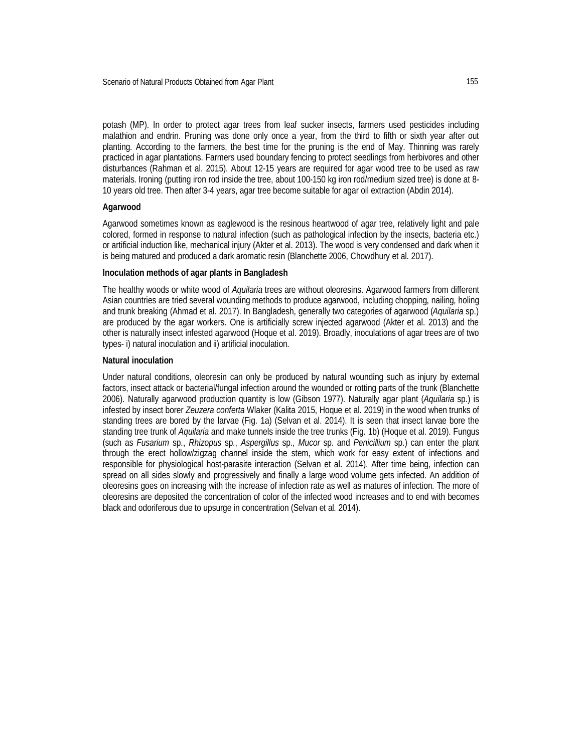potash (MP). In order to protect agar trees from leaf sucker insects, farmers used pesticides including malathion and endrin. Pruning was done only once a year, from the third to fifth or sixth year after out planting. According to the farmers, the best time for the pruning is the end of May. Thinning was rarely practiced in agar plantations. Farmers used boundary fencing to protect seedlings from herbivores and other disturbances (Rahman et al. 2015). About 12-15 years are required for agar wood tree to be used as raw materials. Ironing (putting iron rod inside the tree, about 100-150 kg iron rod/medium sized tree) is done at 8-10 years old tree. Then after 3-4 years, agar tree become suitable for agar oil extraction (Abdin 2014).

**Agarwood**

Agarwood sometimes known as eaglewood is the resinous heartwood of agar tree, relatively light and pale colored, formed in response to natural infection (such as pathological infection by the insects, bacteria etc.) or artificial induction like, mechanical injury (Akter et al. 2013). The wood is very condensed and dark when it is being matured and produced a dark aromatic resin (Blanchette 2006, Chowdhury et al. 2017).

**Inoculation methods of agar plants in Bangladesh**

The healthy woods or white wood of *Aquilaria* trees are without oleoresins. Agarwood farmers from different Asian countries are tried several wounding methods to produce agarwood, including chopping, nailing, holing and trunk breaking (Ahmad et al. 2017). In Bangladesh, generally two categories of agarwood (*Aquilaria* sp.) are produced by the agar workers. One is artificially screw injected agarwood (Akter et al. 2013) and the other is naturally insect infested agarwood (Hoque et al. 2019). Broadly, inoculations of agar trees are of two types- i) natural inoculation and ii) artificial inoculation.

**Natural inoculation**

Under natural conditions, oleoresin can only be produced by natural wounding such as injury by external factors, insect attack or bacterial/fungal infection around the wounded or rotting parts of the trunk (Blanchette 2006). Naturally agarwood production quantity is low (Gibson 1977). Naturally agar plant (*Aquilaria* sp.) is infested by insect borer *Zeuzera conferta* Wlaker (Kalita 2015, Hoque et al. 2019) in the wood when trunks of standing trees are bored by the larvae (Fig. 1a) (Selvan et al. 2014). It is seen that insect larvae bore the standing tree trunk of *Aquilaria* and make tunnels inside the tree trunks (Fig. 1b) (Hoque et al. 2019). Fungus (such as *Fusarium* sp., *Rhizopus* sp., *Aspergillus* sp., *Mucor* sp. and *Penicillium* sp.) can enter the plant through the erect hollow/zigzag channel inside the stem, which work for easy extent of infections and responsible for physiological host-parasite interaction (Selvan et al. 2014). After time being, infection can spread on all sides slowly and progressively and finally a large wood volume gets infected. An addition of oleoresins goes on increasing with the increase of infection rate as well as matures of infection. The more of oleoresins are deposited the concentration of color of the infected wood increases and to end with becomes black and odoriferous due to upsurge in concentration (Selvan et al. 2014).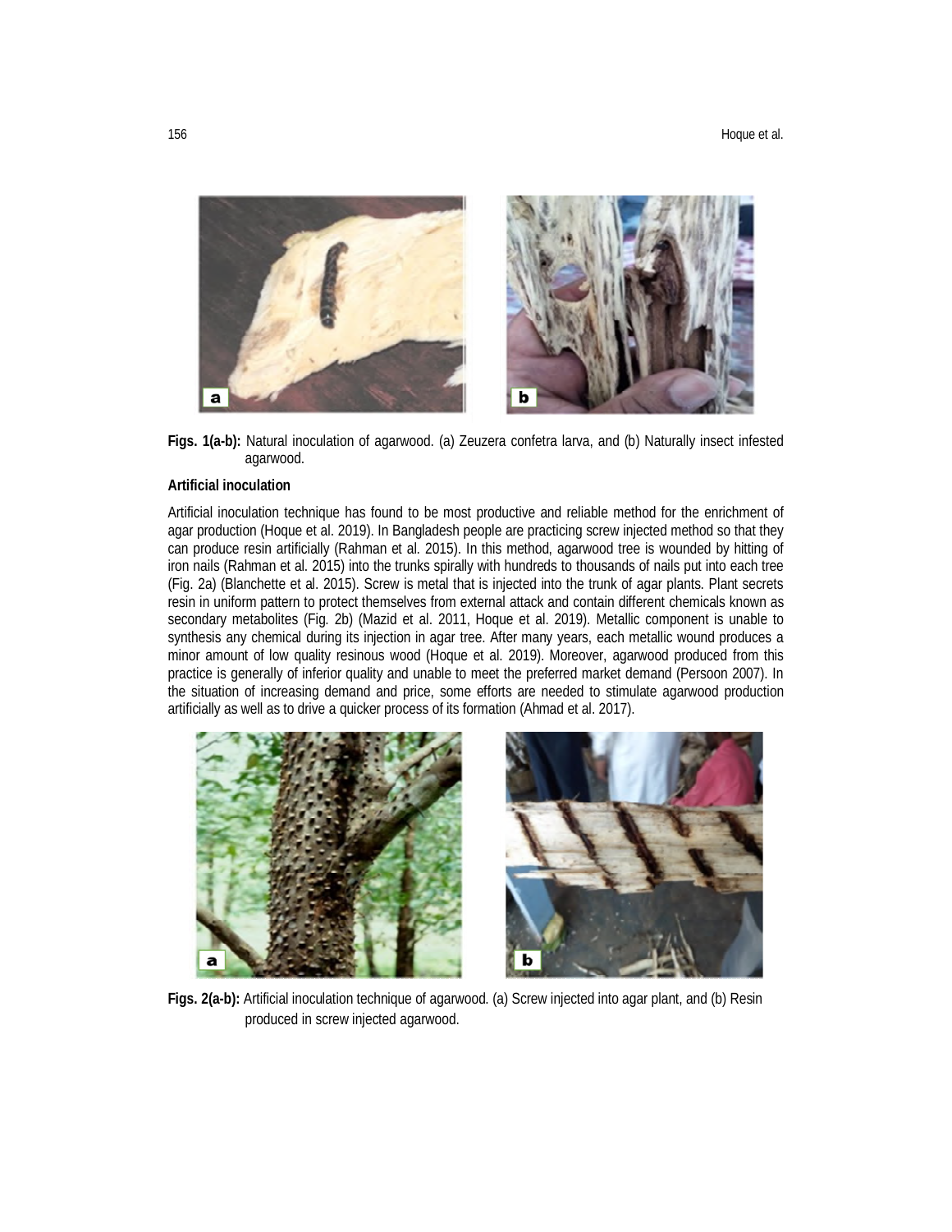**Figs. 1(a-b):** Natural inoculation of agarwood. (a) Zeuzera confetra larva, and (b) Naturally insect infested agarwood.

**Artificial inoculation**

Artificial inoculation technique has found to be most productive and reliable method for the enrichment of agar production (Hoque et al. 2019). In Bangladesh people are practicing screw injected method so that they can produce resin artificially (Rahman et al. 2015). In this method, agarwood tree is wounded by hitting of iron nails (Rahman et al. 2015) into the trunks spirally with hundreds to thousands of nails put into each tree (Fig. 2a) (Blanchette et al. 2015). Screw is metal that is injected into the trunk of agar plants. Plant secrets resin in uniform pattern to protect themselves from external attack and contain different chemicals known as secondary metabolites (Fig. 2b) (Mazid et al. 2011, Hoque et al. 2019). Metallic component is unable to synthesis any chemical during its injection in agar tree. After many years, each metallic wound produces a minor amount of low quality resinous wood (Hoque et al. 2019). Moreover, agarwood produced from this practice is generally of inferior quality and unable to meet the preferred market demand (Persoon 2007). In the situation of increasing demand and price, some efforts are needed to stimulate agarwood production artificially as well as to drive a quicker process of its formation (Ahmad et al. 2017).

**Figs. 2(a-b):** Artificial inoculation technique of agarwood. (a) Screw injected into agar plant, and (b) Resin produced in screw injected agarwood.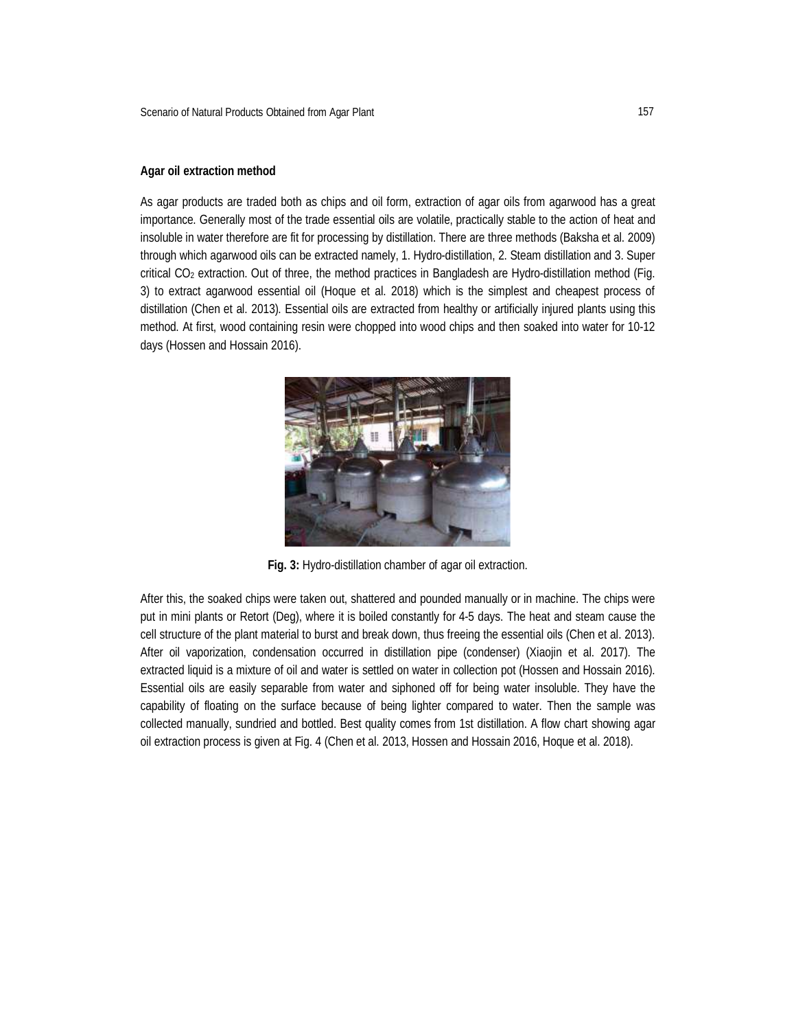### Agar oil extraction method

As agar products are traded both as chips and oil form, extraction of agar oils from agarwood has a great importance. Generally most of the trade essential oils are volatile, practically stable to the action of heat and insoluble in water therefore are fit for processing by distillation. There are three methods (Baksha et al. 2009) through which agarwood oils can be extracted namely, 1. Hydro-distillation, 2. Steam distillation and 3. Super critical $CO_2$ extraction. Out of three, the method practices in Bangladesh are Hydro-distillation method (Fig. 3) to extract agarwood essential oil (Hoque et al. 2018) which is the simplest and cheapest process of distillation (Chen et al. 2013). Essential oils are extracted from healthy or artificially injured plants using this method. At first, wood containing resin were chopped into wood chips and then soaked into water for 10-12 days (Hossen and Hossain 2016).

**Fig. 3:** Hydro-distillation chamber of agar oil extraction.

After this, the soaked chips were taken out, shattered and pounded manually or in machine. The chips were put in mini plants or Retort (Deg), where it is boiled constantly for 4-5 days. The heat and steam cause the cell structure of the plant material to burst and break down, thus freeing the essential oils (Chen et al. 2013). After oil vaporization, condensation occurred in distillation pipe (condenser) (Xiaojin et al. 2017). The extracted liquid is a mixture of oil and water is settled on water in collection pot (Hossen and Hossain 2016). Essential oils are easily separable from water and siphoned off for being water insoluble. They have the capability of floating on the surface because of being lighter compared to water. Then the sample was collected manually, sundried and bottled. Best quality comes from 1st distillation. A flow chart showing agar oil extraction process is given at Fig. 4 (Chen et al. 2013, Hossen and Hossain 2016, Hoque et al. 2018).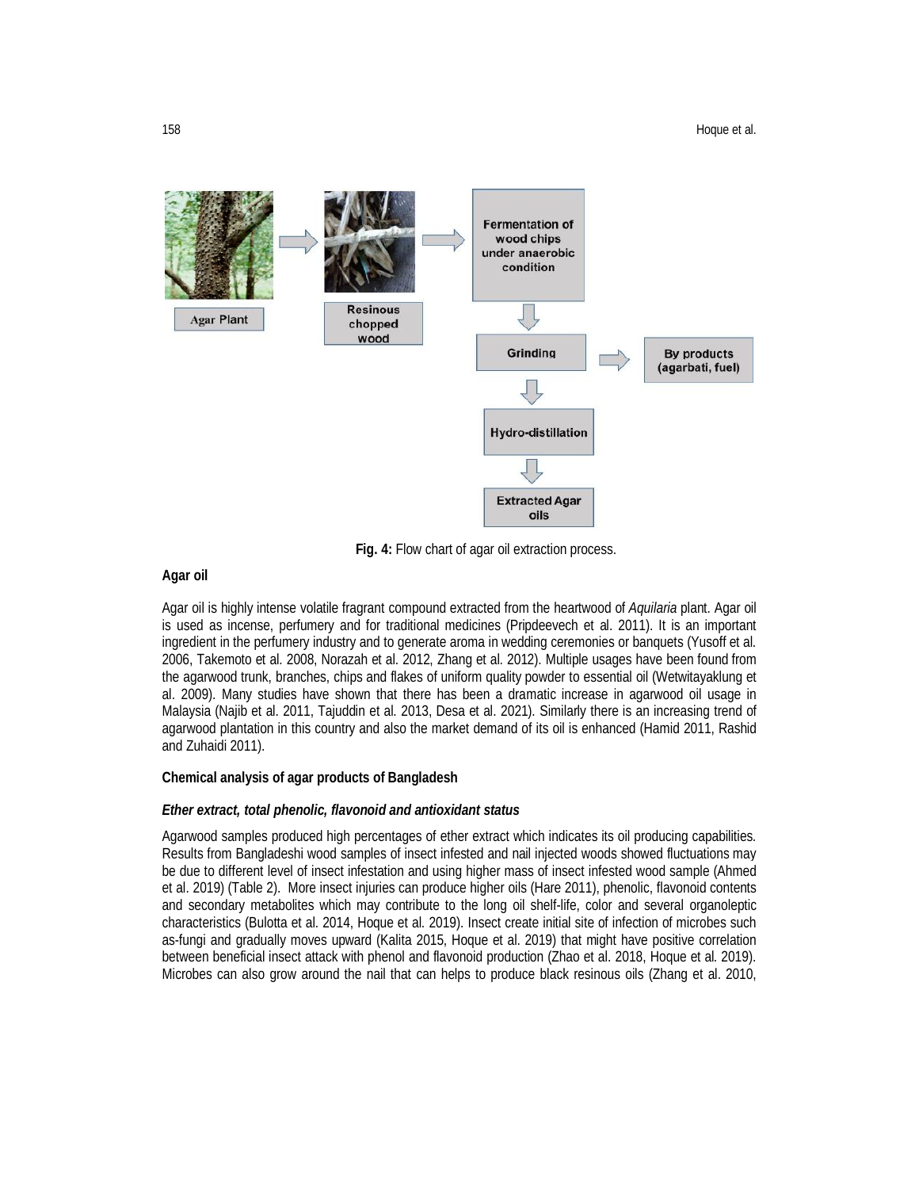**Fig. 4:** Flow chart of agar oil extraction process.

**Agar oil**

Agar oil is highly intense volatile fragrant compound extracted from the heartwood of *Aquilaria* plant. Agar oil is used as incense, perfumery and for traditional medicines (Pripdeevech et al. 2011). It is an important ingredient in the perfumery industry and to generate aroma in wedding ceremonies or banquets (Yusoff et al. 2006, Takemoto et al. 2008, Norazah et al. 2012, Zhang et al. 2012). Multiple usages have been found from the agarwood trunk, branches, chips and flakes of uniform quality powder to essential oil (Wetwitayaklung et al. 2009). Many studies have shown that there has been a dramatic increase in agarwood oil usage in Malaysia (Najib et al. 2011, Tajuddin et al. 2013, Desa et al. 2021). Similarly there is an increasing trend of agarwood plantation in this country and also the market demand of its oil is enhanced (Hamid 2011, Rashid and Zuhaidi 2011).

**Chemical analysis of agar products of Bangladesh**

***Ether extract, total phenolic, flavonoid and antioxidant status***

Agarwood samples produced high percentages of ether extract which indicates its oil producing capabilities. Results from Bangladeshi wood samples of insect infested and nail injected woods showed fluctuations may be due to different level of insect infestation and using higher mass of insect infested wood sample (Ahmed et al. 2019) (Table 2). More insect injuries can produce higher oils (Hare 2011), phenolic, flavonoid contents and secondary metabolites which may contribute to the long oil shelf-life, color and several organoleptic characteristics (Bulotta et al. 2014, Hoque et al. 2019). Insect create initial site of infection of microbes such as-fungi and gradually moves upward (Kalita 2015, Hoque et al. 2019) that might have positive correlation between beneficial insect attack with phenol and flavonoid production (Zhao et al. 2018, Hoque et al. 2019). Microbes can also grow around the nail that can helps to produce black resinous oils (Zhang et al. 2010,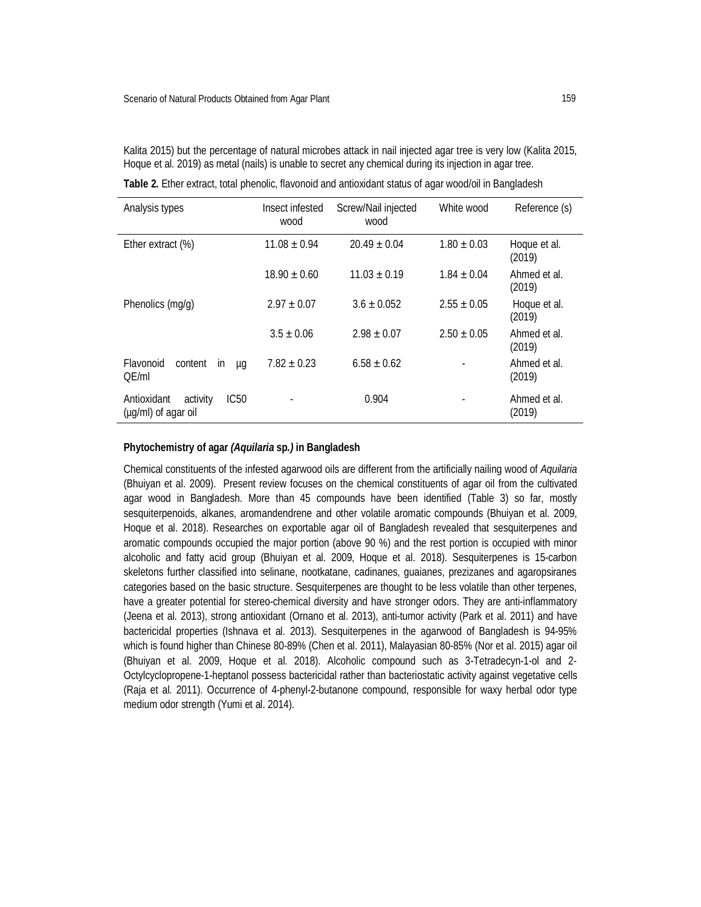Kalita 2015) but the percentage of natural microbes attack in nail injected agar tree is very low (Kalita 2015, Hoque et al. 2019) as metal (nails) is unable to secret any chemical during its injection in agar tree.

**Table 2.** Ether extract, total phenolic, flavonoid and antioxidant status of agar wood/oil in Bangladesh

| Analysis types | Insect infested wood | Screw/Nail injected wood | White wood | Reference (s) |
|---|---|---|---|---|
| Ether extract (%) | 11.08 ± 0.94 | 20.49 ± 0.04 | 1.80 ± 0.03 | Hoque et al. (2019) |
| | 18.90 ± 0.60 | 11.03 ± 0.19 | 1.84 ± 0.04 | Ahmed et al. (2019) |
| Phenolics (mg/g) | 2.97 ± 0.07 | 3.6 ± 0.052 | 2.55 ± 0.05 | Hoque et al. (2019) |
| | 3.5 ± 0.06 | 2.98 ± 0.07 | 2.50 ± 0.05 | Ahmed et al. (2019) |
| Flavonoid content in µg QE/ml | 7.82 ± 0.23 | 6.58 ± 0.62 | - | Ahmed et al. (2019) |
| Antioxidant activity IC50 (µg/ml) of agar oil | - | 0.904 | - | Ahmed et al. (2019) |

**Phytochemistry of agar *(Aquilaria* sp*.)* in Bangladesh**

Chemical constituents of the infested agarwood oils are different from the artificially nailing wood of *Aquilaria* (Bhuiyan et al. 2009). Present review focuses on the chemical constituents of agar oil from the cultivated agar wood in Bangladesh. More than 45 compounds have been identified (Table 3) so far, mostly sesquiterpenoids, alkanes, aromandendrene and other volatile aromatic compounds (Bhuiyan et al. 2009, Hoque et al. 2018). Researches on exportable agar oil of Bangladesh revealed that sesquiterpenes and aromatic compounds occupied the major portion (above 90 %) and the rest portion is occupied with minor alcoholic and fatty acid group (Bhuiyan et al. 2009, Hoque et al. 2018). Sesquiterpenes is 15-carbon skeletons further classified into selinane, nootkatane, cadinanes, guaianes, prezizanes and agaropsiranes categories based on the basic structure. Sesquiterpenes are thought to be less volatile than other terpenes, have a greater potential for stereo-chemical diversity and have stronger odors. They are anti-inflammatory (Jeena et al. 2013), strong antioxidant (Ornano et al. 2013), anti-tumor activity (Park et al. 2011) and have bactericidal properties (Ishnava et al. 2013). Sesquiterpenes in the agarwood of Bangladesh is 94-95% which is found higher than Chinese 80-89% (Chen et al. 2011), Malayasian 80-85% (Nor et al. 2015) agar oil (Bhuiyan et al. 2009, Hoque et al. 2018). Alcoholic compound such as 3-Tetradecyn-1-ol and 2-Octylcyclopropene-1-heptanol possess bactericidal rather than bacteriostatic activity against vegetative cells (Raja et al. 2011). Occurrence of 4-phenyl-2-butanone compound, responsible for waxy herbal odor type medium odor strength (Yumi et al. 2014).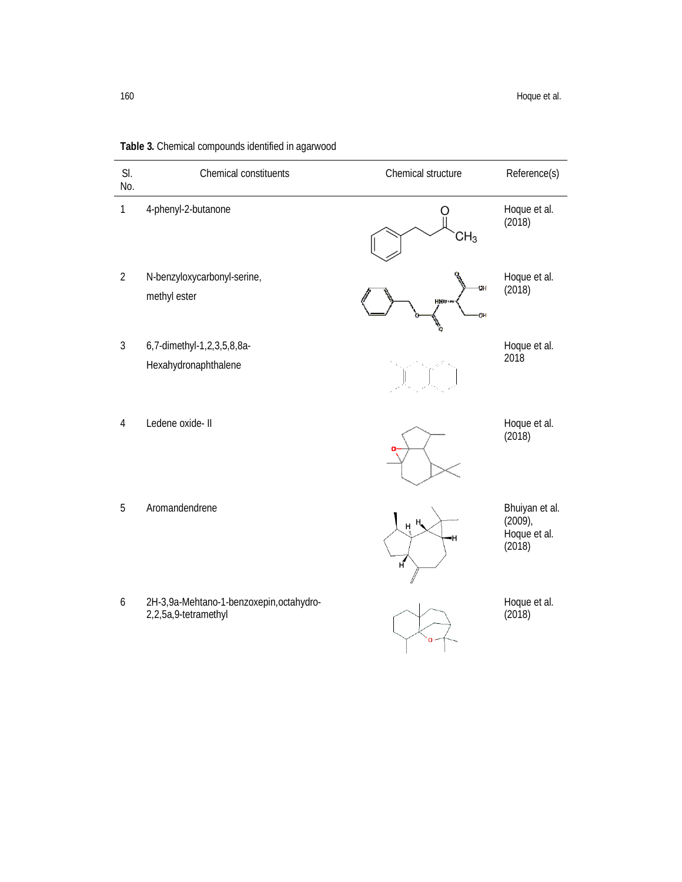**Table 3.** Chemical compounds identified in agarwood

| Sl. No. | Chemical constituents | Chemical structure | Reference(s) |
|---|---|---|---|
| 1 | 4-phenyl-2-butanone | | Hoque et al. (2018) |
| 2 | N-benzyloxycarbonyl-serine, methyl ester | | Hoque et al. (2018) |
| 3 | 6,7-dimethyl-1,2,3,5,8,8a-Hexahydronaphthalene | | Hoque et al. 2018 |
| 4 | Ledene oxide- II | | Hoque et al. (2018) |
| 5 | Aromandendrene | | Bhuiyan et al. (2009), Hoque et al. (2018) |
| 6 | 2H-3,9a-Mehtano-1-benzoxepin,octahydro-2,2,5a,9-tetramethyl | | Hoque et al. (2018) |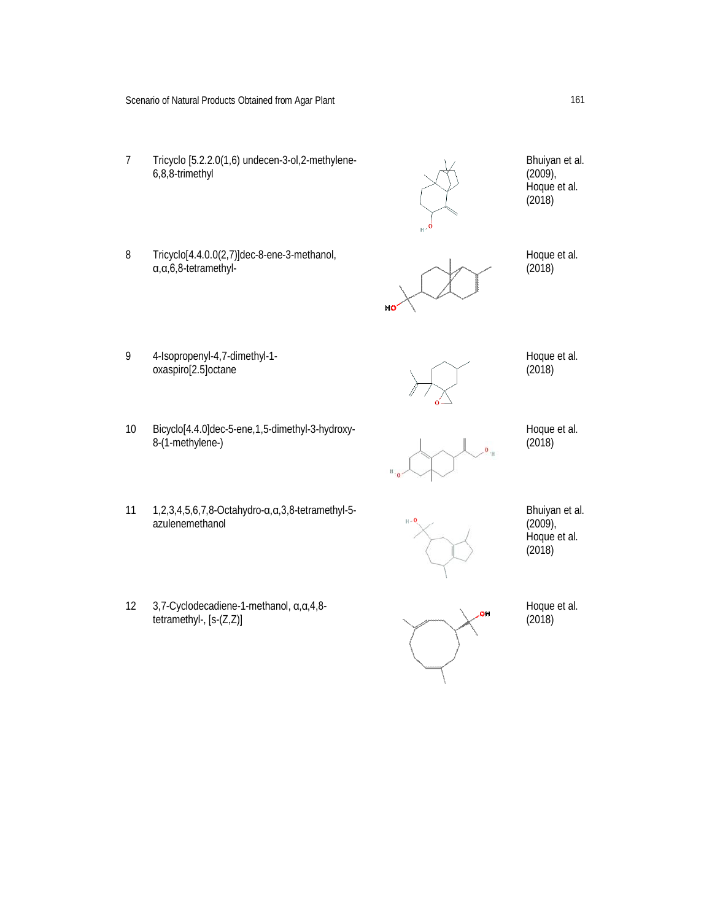| | | | |
|---|---|---|---|
| 7 | Tricyclo [5.2.2.0(1,6) undecen-3-ol,2-methylene-6,8,8-trimethyl | | Bhuiyan et al. (2009), Hoque et al. (2018) |
| 8 | Tricyclo[4.4.0.0(2,7)]dec-8-ene-3-methanol, α,α,6,8-tetramethyl- | | Hoque et al. (2018) |
| 9 | 4-Isopropenyl-4,7-dimethyl-1-oxaspiro[2.5]octane | | Hoque et al. (2018) |
| 10 | Bicyclo[4.4.0]dec-5-ene,1,5-dimethyl-3-hydroxy-8-(1-methylene-) | | Hoque et al. (2018) |
| 11 | 1,2,3,4,5,6,7,8-Octahydro-α,α,3,8-tetramethyl-5-azulenemethanol | | Bhuiyan et al. (2009), Hoque et al. (2018) |
| 12 | 3,7-Cyclodecadiene-1-methanol, α,α,4,8-tetramethyl-, [s-(Z,Z)] | | Hoque et al. (2018) |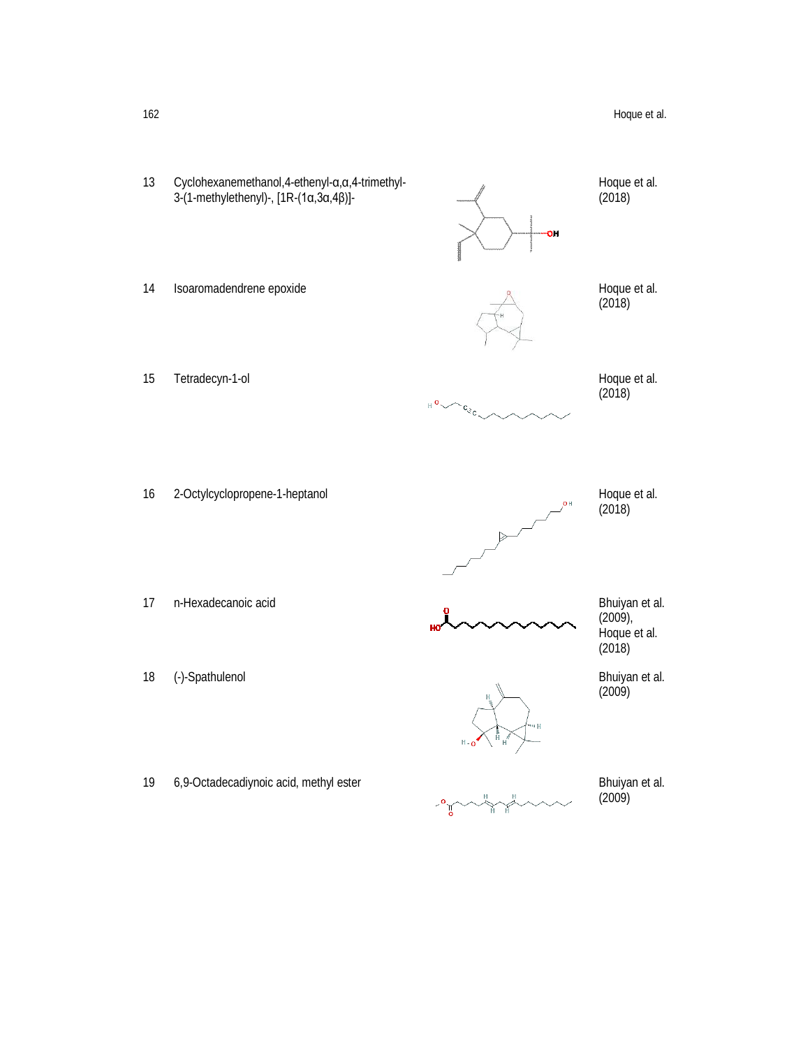| | | | |
|---|---|---|---|
| 13 | Cyclohexanemethanol,4-ethenyl-α,α,4-trimethyl-3-(1-methylethenyl)-, [1R-(1α,3α,4β)]- | | Hoque et al. (2018) |
| 14 | Isoaromadendrene epoxide | | Hoque et al. (2018) |
| 15 | Tetradecyn-1-ol | | Hoque et al. (2018) |
| 16 | 2-Octylcyclopropene-1-heptanol | | Hoque et al. (2018) |
| 17 | n-Hexadecanoic acid | | Bhuiyan et al. (2009), Hoque et al. (2018) |
| 18 | (-)-Spathulenol | | Bhuiyan et al. (2009) |
| 19 | 6,9-Octadecadiynoic acid, methyl ester | | Bhuiyan et al. (2009) |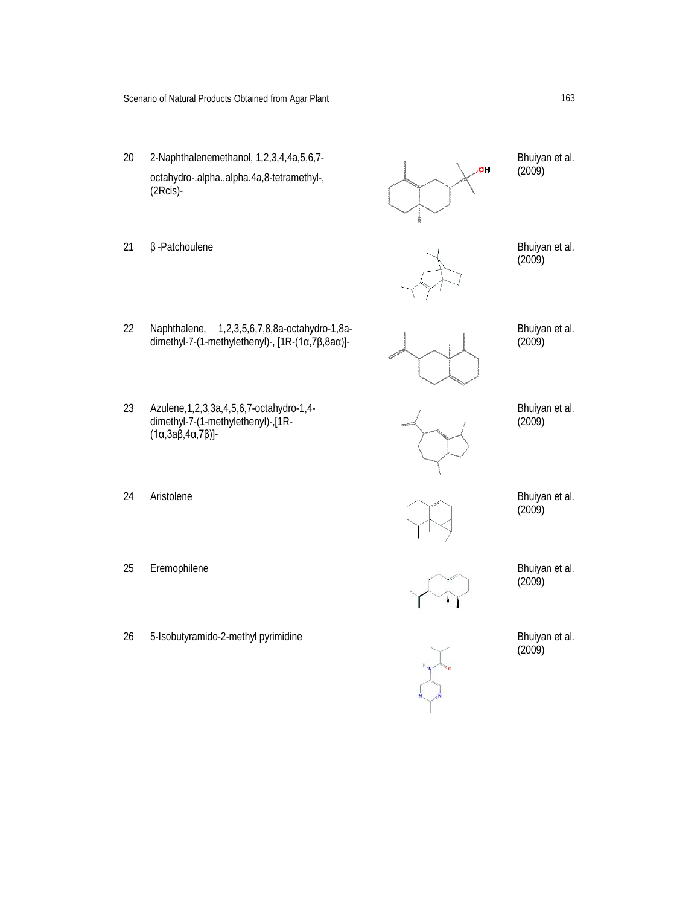| | | | |
|---|---|---|---|
| 20 | 2-Naphthalenemethanol, 1,2,3,4,4a,5,6,7-octahydro-.alpha..alpha.4a,8-tetramethyl-, (2Rcis)- | | Bhuiyan et al. (2009) |
| 21 | β -Patchoulene | | Bhuiyan et al. (2009) |
| 22 | Naphthalene, 1,2,3,5,6,7,8,8a-octahydro-1,8a-dimethyl-7-(1-methylethenyl)-, [1R-(1α,7β,8aα)]- | | Bhuiyan et al. (2009) |
| 23 | Azulene,1,2,3,3a,4,5,6,7-octahydro-1,4-dimethyl-7-(1-methylethenyl)-,[1R-(1α,3aβ,4α,7β)]- | | Bhuiyan et al. (2009) |
| 24 | Aristolene | | Bhuiyan et al. (2009) |
| 25 | Eremophilene | | Bhuiyan et al. (2009) |
| 26 | 5-Isobutyramido-2-methyl pyrimidine | | Bhuiyan et al. (2009) |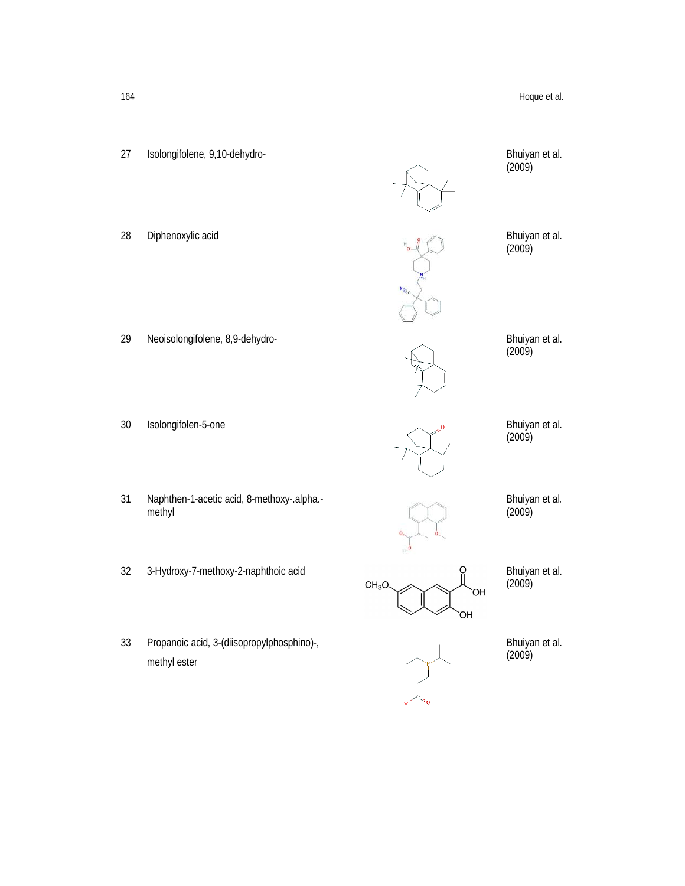| | | | |
|---|---|---|---|
| 27 | Isolongifolene, 9,10-dehydro- | | Bhuiyan et al. (2009) |
| 28 | Diphenoxylic acid | | Bhuiyan et al. (2009) |
| 29 | Neoisolongifolene, 8,9-dehydro- | | Bhuiyan et al. (2009) |
| 30 | Isolongifolen-5-one | | Bhuiyan et al. (2009) |
| 31 | Naphthen-1-acetic acid, 8-methoxy-.alpha.-methyl | | Bhuiyan et al. (2009) |
| 32 | 3-Hydroxy-7-methoxy-2-naphthoic acid | | Bhuiyan et al. (2009) |
| 33 | Propanoic acid, 3-(diisopropylphosphino)-, methyl ester | | Bhuiyan et al. (2009) |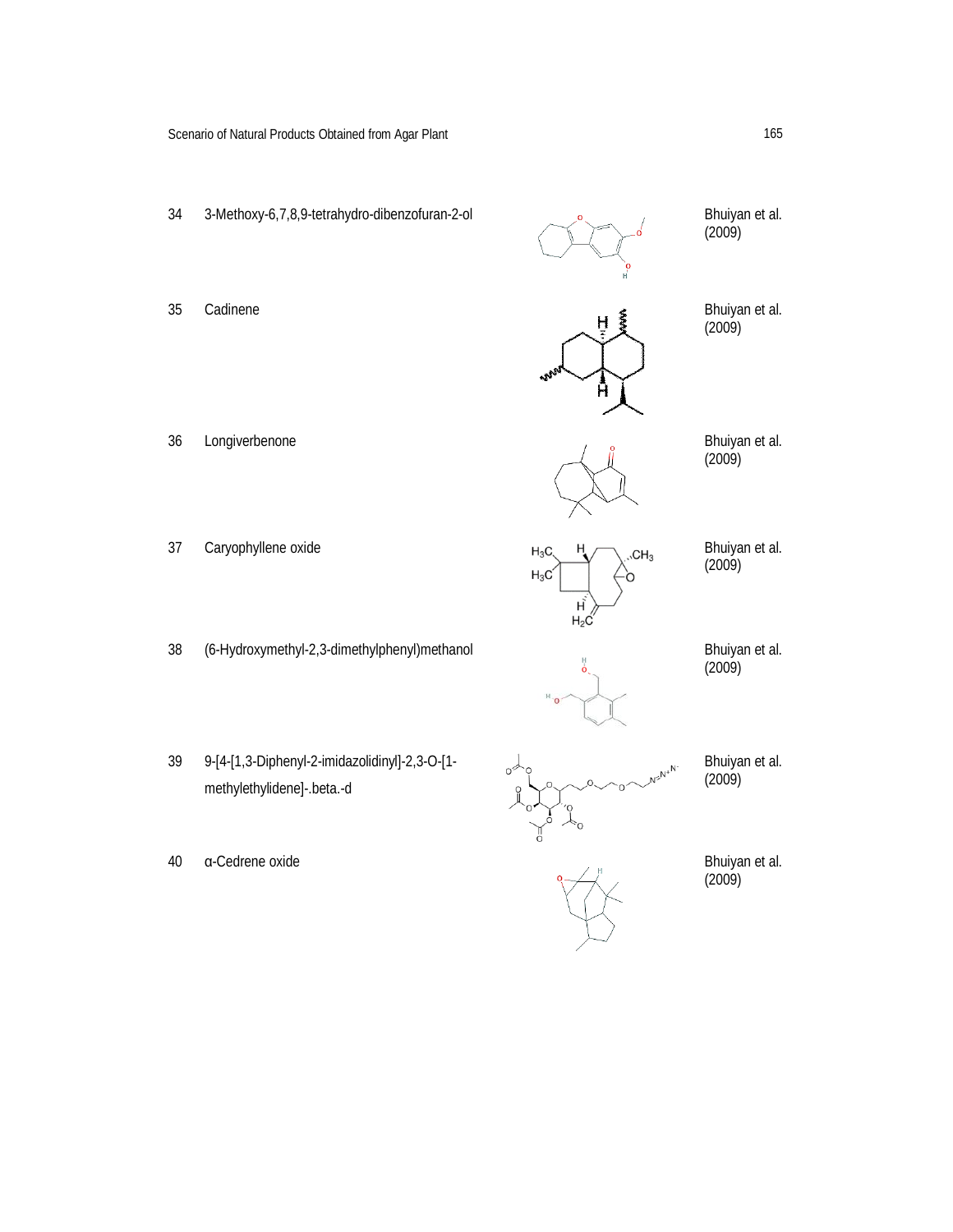| | | | |
|---|---|---|---|
| 34 | 3-Methoxy-6,7,8,9-tetrahydro-dibenzofuran-2-ol | | Bhuiyan et al. (2009) |
| 35 | Cadinene | | Bhuiyan et al. (2009) |
| 36 | Longiverbenone | | Bhuiyan et al. (2009) |
| 37 | Caryophyllene oxide | | Bhuiyan et al. (2009) |
| 38 | (6-Hydroxymethyl-2,3-dimethylphenyl)methanol | | Bhuiyan et al. (2009) |
| 39 | 9-[4-[1,3-Diphenyl-2-imidazolidinyl]-2,3-O-[1-methylethylidene]-.beta.-d | | Bhuiyan et al. (2009) |
| 40 | α-Cedrene oxide | | Bhuiyan et al. (2009) |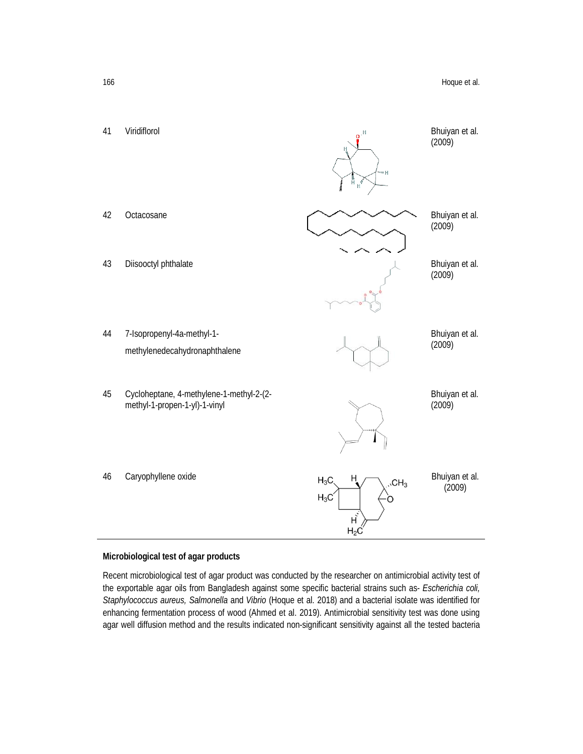| | | | |
|---|---|---|---|
| 41 | Viridiflorol | | Bhuiyan et al. (2009) |
| 42 | Octacosane | | Bhuiyan et al. (2009) |
| 43 | Diisooctyl phthalate | | Bhuiyan et al. (2009) |
| 44 | 7-Isopropenyl-4a-methyl-1-methylenedecahydronaphthalene | | Bhuiyan et al. (2009) |
| 45 | Cycloheptane, 4-methylene-1-methyl-2-(2-methyl-1-propen-1-yl)-1-vinyl | | Bhuiyan et al. (2009) |
| 46 | Caryophyllene oxide | | Bhuiyan et al. (2009) |

**Microbiological test of agar products**

Recent microbiological test of agar product was conducted by the researcher on antimicrobial activity test of the exportable agar oils from Bangladesh against some specific bacterial strains such as- *Escherichia coli, Staphylococcus aureus, Salmonella* and *Vibrio* (Hoque et al. 2018) and a bacterial isolate was identified for enhancing fermentation process of wood (Ahmed et al. 2019). Antimicrobial sensitivity test was done using agar well diffusion method and the results indicated non-significant sensitivity against all the tested bacteria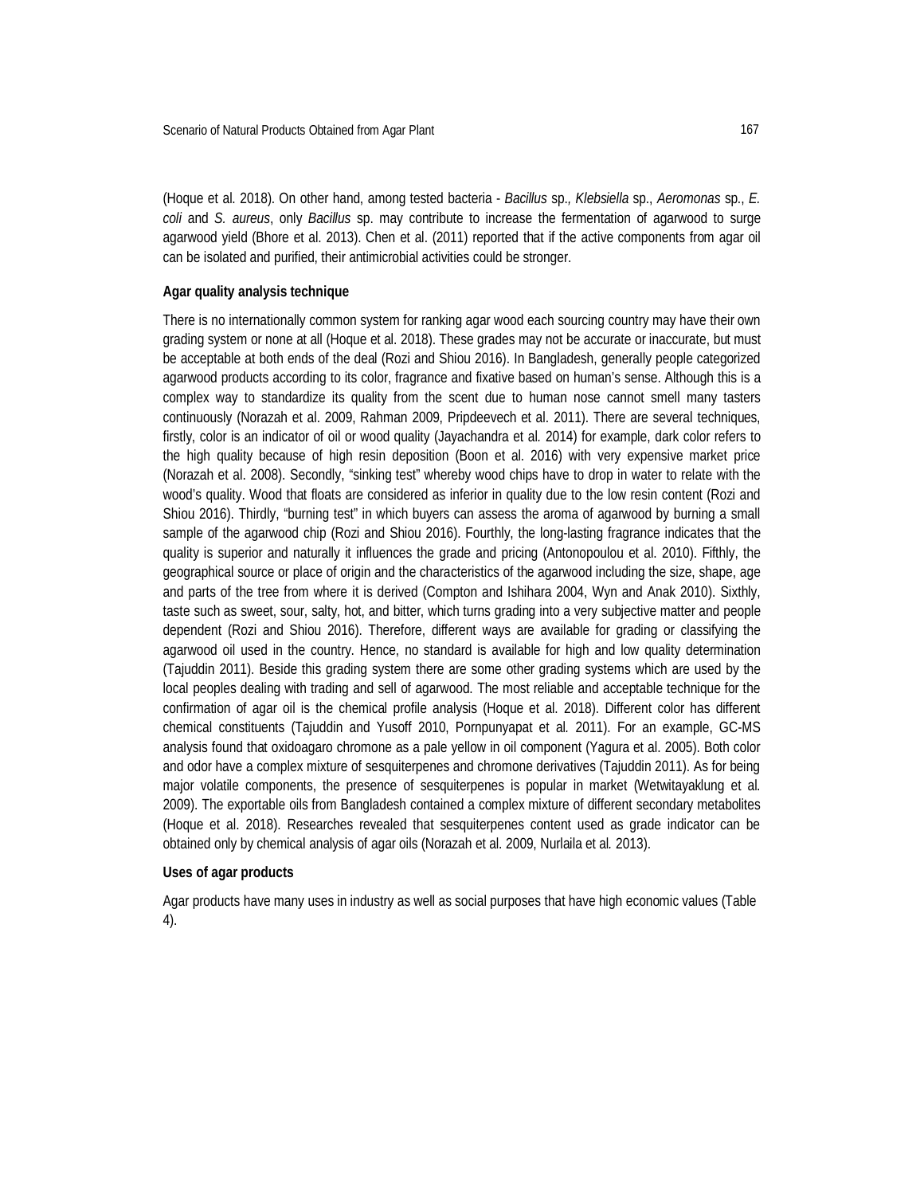(Hoque et al. 2018). On other hand, among tested bacteria - *Bacillus* sp., *Klebsiella* sp., *Aeromonas* sp., *E. coli* and *S. aureus*, only *Bacillus* sp. may contribute to increase the fermentation of agarwood to surge agarwood yield (Bhore et al. 2013). Chen et al. (2011) reported that if the active components from agar oil can be isolated and purified, their antimicrobial activities could be stronger.

**Agar quality analysis technique**

There is no internationally common system for ranking agar wood each sourcing country may have their own grading system or none at all (Hoque et al. 2018). These grades may not be accurate or inaccurate, but must be acceptable at both ends of the deal (Rozi and Shiou 2016). In Bangladesh, generally people categorized agarwood products according to its color, fragrance and fixative based on human's sense. Although this is a complex way to standardize its quality from the scent due to human nose cannot smell many tasters continuously (Norazah et al. 2009, Rahman 2009, Pripdeevech et al. 2011). There are several techniques, firstly, color is an indicator of oil or wood quality (Jayachandra et al. 2014) for example, dark color refers to the high quality because of high resin deposition (Boon et al. 2016) with very expensive market price (Norazah et al. 2008). Secondly, "sinking test" whereby wood chips have to drop in water to relate with the wood's quality. Wood that floats are considered as inferior in quality due to the low resin content (Rozi and Shiou 2016). Thirdly, "burning test" in which buyers can assess the aroma of agarwood by burning a small sample of the agarwood chip (Rozi and Shiou 2016). Fourthly, the long-lasting fragrance indicates that the quality is superior and naturally it influences the grade and pricing (Antonopoulou et al. 2010). Fifthly, the geographical source or place of origin and the characteristics of the agarwood including the size, shape, age and parts of the tree from where it is derived (Compton and Ishihara 2004, Wyn and Anak 2010). Sixthly, taste such as sweet, sour, salty, hot, and bitter, which turns grading into a very subjective matter and people dependent (Rozi and Shiou 2016). Therefore, different ways are available for grading or classifying the agarwood oil used in the country. Hence, no standard is available for high and low quality determination (Tajuddin 2011). Beside this grading system there are some other grading systems which are used by the local peoples dealing with trading and sell of agarwood. The most reliable and acceptable technique for the confirmation of agar oil is the chemical profile analysis (Hoque et al. 2018). Different color has different chemical constituents (Tajuddin and Yusoff 2010, Pornpunyapat et al. 2011). For an example, GC-MS analysis found that oxidoagaro chromone as a pale yellow in oil component (Yagura et al. 2005). Both color and odor have a complex mixture of sesquiterpenes and chromone derivatives (Tajuddin 2011). As for being major volatile components, the presence of sesquiterpenes is popular in market (Wetwitayaklung et al. 2009). The exportable oils from Bangladesh contained a complex mixture of different secondary metabolites (Hoque et al. 2018). Researches revealed that sesquiterpenes content used as grade indicator can be obtained only by chemical analysis of agar oils (Norazah et al. 2009, Nurlaila et al. 2013).

**Uses of agar products**

Agar products have many uses in industry as well as social purposes that have high economic values (Table 4).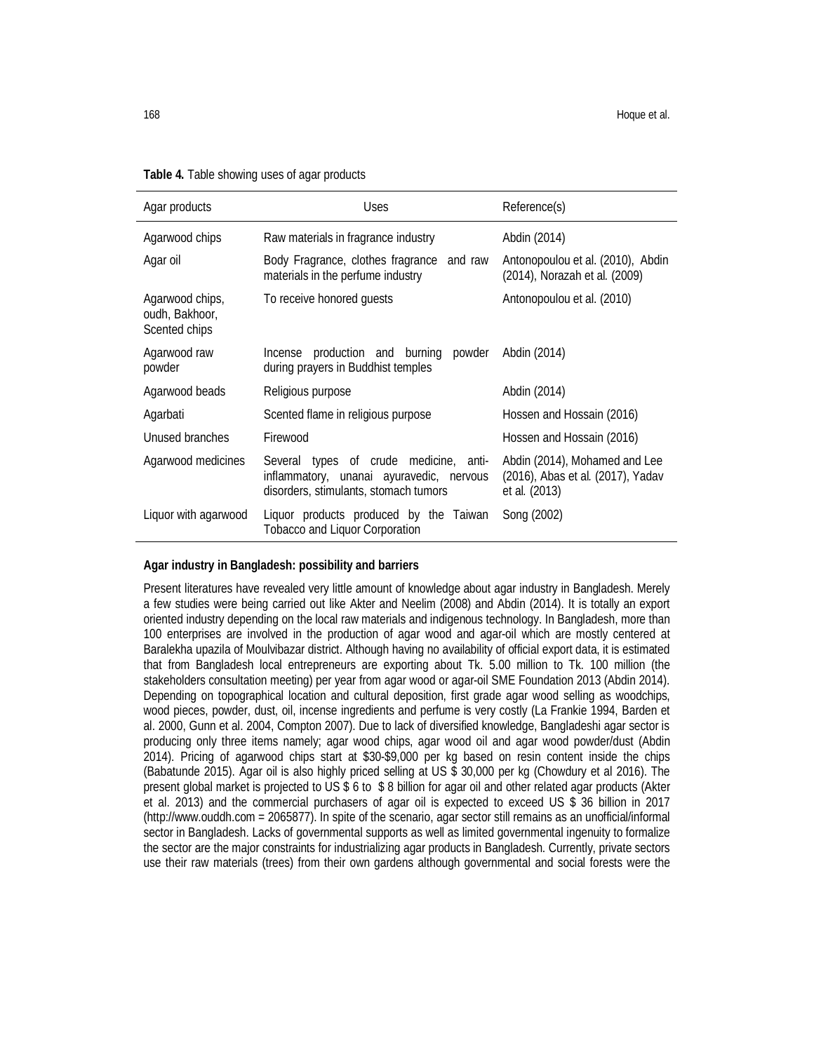**Table 4.** Table showing uses of agar products

| Agar products | Uses | Reference(s) |
|---|---|---|
| Agarwood chips | Raw materials in fragrance industry | Abdin (2014) |
| Agar oil | Body Fragrance, clothes fragrance and raw materials in the perfume industry | Antonopoulou et al. (2010), Abdin (2014), Norazah et al. (2009) |
| Agarwood chips, oudh, Bakhoor, Scented chips | To receive honored guests | Antonopoulou et al. (2010) |
| Agarwood raw powder | Incense production and burning powder during prayers in Buddhist temples | Abdin (2014) |
| Agarwood beads | Religious purpose | Abdin (2014) |
| Agarbati | Scented flame in religious purpose | Hossen and Hossain (2016) |
| Unused branches | Firewood | Hossen and Hossain (2016) |
| Agarwood medicines | Several types of crude medicine, anti-inflammatory, unanai ayuravedic, nervous disorders, stimulants, stomach tumors | Abdin (2014), Mohamed and Lee (2016), Abas et al. (2017), Yadav et al. (2013) |
| Liquor with agarwood | Liquor products produced by the Taiwan Tobacco and Liquor Corporation | Song (2002) |

**Agar industry in Bangladesh: possibility and barriers**

Present literatures have revealed very little amount of knowledge about agar industry in Bangladesh. Merely a few studies were being carried out like Akter and Neelim (2008) and Abdin (2014). It is totally an export oriented industry depending on the local raw materials and indigenous technology. In Bangladesh, more than 100 enterprises are involved in the production of agar wood and agar-oil which are mostly centered at Baralekha upazila of Moulvibazar district. Although having no availability of official export data, it is estimated that from Bangladesh local entrepreneurs are exporting about Tk. 5.00 million to Tk. 100 million (the stakeholders consultation meeting) per year from agar wood or agar-oil SME Foundation 2013 (Abdin 2014). Depending on topographical location and cultural deposition, first grade agar wood selling as woodchips, wood pieces, powder, dust, oil, incense ingredients and perfume is very costly (La Frankie 1994, Barden et al. 2000, Gunn et al. 2004, Compton 2007). Due to lack of diversified knowledge, Bangladeshi agar sector is producing only three items namely; agar wood chips, agar wood oil and agar wood powder/dust (Abdin 2014). Pricing of agarwood chips start at $30-$9,000 per kg based on resin content inside the chips (Babatunde 2015). Agar oil is also highly priced selling at US $ 30,000 per kg (Chowdury et al 2016). The present global market is projected to US $ 6 to $ 8 billion for agar oil and other related agar products (Akter et al. 2013) and the commercial purchasers of agar oil is expected to exceed US $ 36 billion in 2017 (http://www.ouddh.com = 2065877). In spite of the scenario, agar sector still remains as an unofficial/informal sector in Bangladesh. Lacks of governmental supports as well as limited governmental ingenuity to formalize the sector are the major constraints for industrializing agar products in Bangladesh. Currently, private sectors use their raw materials (trees) from their own gardens although governmental and social forests were the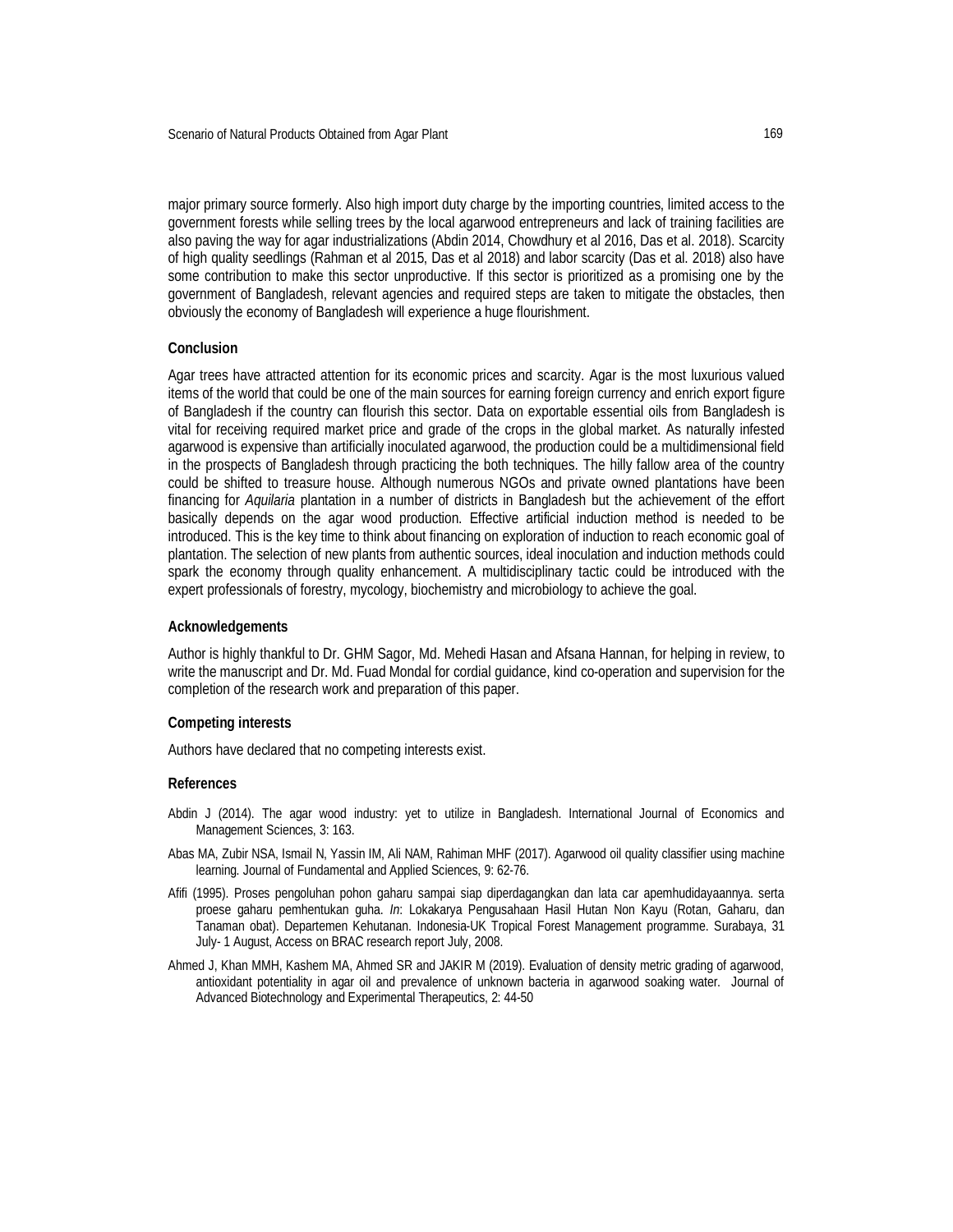major primary source formerly. Also high import duty charge by the importing countries, limited access to the government forests while selling trees by the local agarwood entrepreneurs and lack of training facilities are also paving the way for agar industrializations (Abdin 2014, Chowdhury et al 2016, Das et al. 2018). Scarcity of high quality seedlings (Rahman et al 2015, Das et al 2018) and labor scarcity (Das et al. 2018) also have some contribution to make this sector unproductive. If this sector is prioritized as a promising one by the government of Bangladesh, relevant agencies and required steps are taken to mitigate the obstacles, then obviously the economy of Bangladesh will experience a huge flourishment.

## Conclusion

Agar trees have attracted attention for its economic prices and scarcity. Agar is the most luxurious valued items of the world that could be one of the main sources for earning foreign currency and enrich export figure of Bangladesh if the country can flourish this sector. Data on exportable essential oils from Bangladesh is vital for receiving required market price and grade of the crops in the global market. As naturally infested agarwood is expensive than artificially inoculated agarwood, the production could be a multidimensional field in the prospects of Bangladesh through practicing the both techniques. The hilly fallow area of the country could be shifted to treasure house. Although numerous NGOs and private owned plantations have been financing for *Aquilaria* plantation in a number of districts in Bangladesh but the achievement of the effort basically depends on the agar wood production. Effective artificial induction method is needed to be introduced. This is the key time to think about financing on exploration of induction to reach economic goal of plantation. The selection of new plants from authentic sources, ideal inoculation and induction methods could spark the economy through quality enhancement. A multidisciplinary tactic could be introduced with the expert professionals of forestry, mycology, biochemistry and microbiology to achieve the goal.

## Acknowledgements

Author is highly thankful to Dr. GHM Sagor, Md. Mehedi Hasan and Afsana Hannan, for helping in review, to write the manuscript and Dr. Md. Fuad Mondal for cordial guidance, kind co-operation and supervision for the completion of the research work and preparation of this paper.

## Competing interests

Authors have declared that no competing interests exist.

## References

Abdin J (2014). The agar wood industry: yet to utilize in Bangladesh. International Journal of Economics and Management Sciences, 3: 163.

Abas MA, Zubir NSA, Ismail N, Yassin IM, Ali NAM, Rahiman MHF (2017). Agarwood oil quality classifier using machine learning. Journal of Fundamental and Applied Sciences, 9: 62-76.

Afifi (1995). Proses pengoluhan pohon gaharu sampai siap diperdagangkan dan lata car apemhudidayaannya. serta proese gaharu pemhentukan guha. *In*: Lokakarya Pengusahaan Hasil Hutan Non Kayu (Rotan, Gaharu, dan Tanaman obat). Departemen Kehutanan. Indonesia-UK Tropical Forest Management programme. Surabaya, 31 July- 1 August, Access on BRAC research report July, 2008.

Ahmed J, Khan MMH, Kashem MA, Ahmed SR and JAKIR M (2019). Evaluation of density metric grading of agarwood, antioxidant potentiality in agar oil and prevalence of unknown bacteria in agarwood soaking water. Journal of Advanced Biotechnology and Experimental Therapeutics, 2: 44-50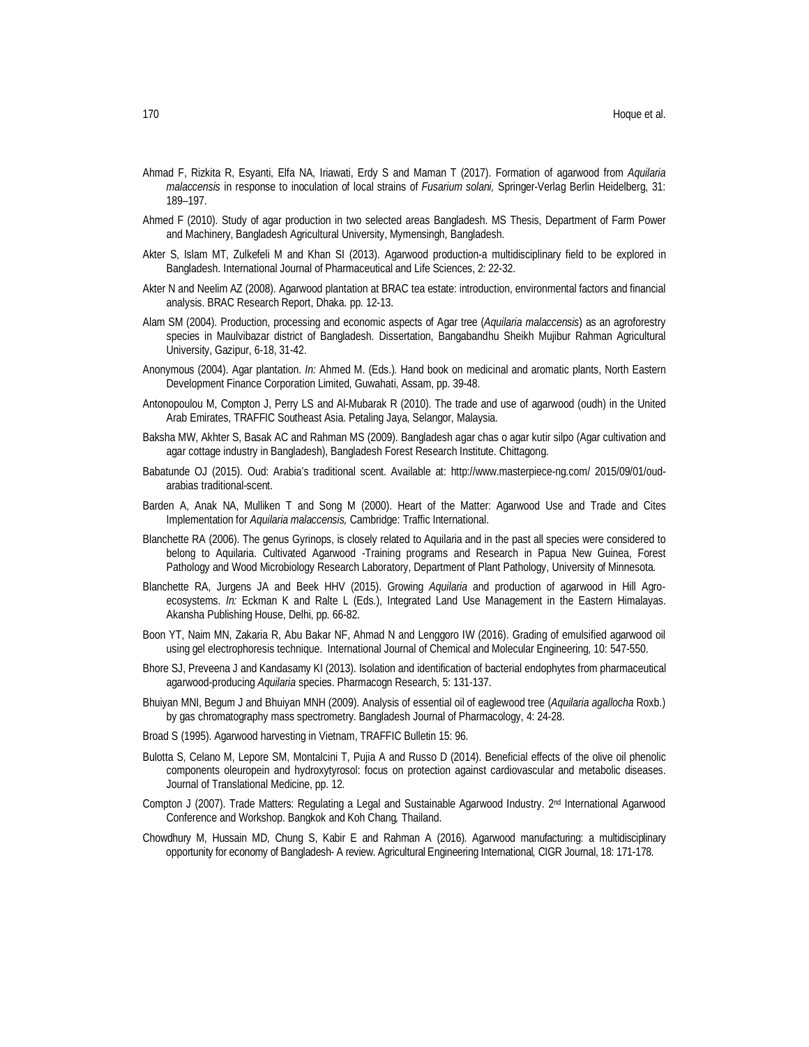Ahmad F, Rizkita R, Esyanti, Elfa NA, Iriawati, Erdy S and Maman T (2017). Formation of agarwood from *Aquilaria malaccensis* in response to inoculation of local strains of *Fusarium solani,* Springer-Verlag Berlin Heidelberg, 31: 189–197.

Ahmed F (2010). Study of agar production in two selected areas Bangladesh. MS Thesis, Department of Farm Power and Machinery, Bangladesh Agricultural University, Mymensingh, Bangladesh.

Akter S, Islam MT, Zulkefeli M and Khan SI (2013). Agarwood production-a multidisciplinary field to be explored in Bangladesh. International Journal of Pharmaceutical and Life Sciences, 2: 22-32.

Akter N and Neelim AZ (2008). Agarwood plantation at BRAC tea estate: introduction, environmental factors and financial analysis. BRAC Research Report, Dhaka. pp. 12-13.

Alam SM (2004). Production, processing and economic aspects of Agar tree (*Aquilaria malaccensis*) as an agroforestry species in Maulvibazar district of Bangladesh. Dissertation, Bangabandhu Sheikh Mujibur Rahman Agricultural University, Gazipur, 6-18, 31-42.

Anonymous (2004). Agar plantation. *In:* Ahmed M. (Eds.). Hand book on medicinal and aromatic plants, North Eastern Development Finance Corporation Limited, Guwahati, Assam, pp. 39-48.

Antonopoulou M, Compton J, Perry LS and Al-Mubarak R (2010). The trade and use of agarwood (oudh) in the United Arab Emirates, TRAFFIC Southeast Asia. Petaling Jaya, Selangor, Malaysia.

Baksha MW, Akhter S, Basak AC and Rahman MS (2009). Bangladesh agar chas o agar kutir silpo (Agar cultivation and agar cottage industry in Bangladesh), Bangladesh Forest Research Institute. Chittagong.

Babatunde OJ (2015). Oud: Arabia's traditional scent. Available at: http://www.masterpiece-ng.com/ 2015/09/01/oud-arabias traditional-scent.

Barden A, Anak NA, Mulliken T and Song M (2000). Heart of the Matter: Agarwood Use and Trade and Cites Implementation for *Aquilaria malaccensis,* Cambridge: Traffic International.

Blanchette RA (2006). The genus Gyrinops, is closely related to Aquilaria and in the past all species were considered to belong to Aquilaria. Cultivated Agarwood -Training programs and Research in Papua New Guinea, Forest Pathology and Wood Microbiology Research Laboratory, Department of Plant Pathology, University of Minnesota.

Blanchette RA, Jurgens JA and Beek HHV (2015). Growing *Aquilaria* and production of agarwood in Hill Agro-ecosystems. *In:* Eckman K and Ralte L (Eds.), Integrated Land Use Management in the Eastern Himalayas. Akansha Publishing House, Delhi, pp. 66-82.

Boon YT, Naim MN, Zakaria R, Abu Bakar NF, Ahmad N and Lenggoro IW (2016). Grading of emulsified agarwood oil using gel electrophoresis technique. International Journal of Chemical and Molecular Engineering, 10: 547-550.

Bhore SJ, Preveena J and Kandasamy KI (2013). Isolation and identification of bacterial endophytes from pharmaceutical agarwood-producing *Aquilaria* species. Pharmacogn Research, 5: 131-137.

Bhuiyan MNI, Begum J and Bhuiyan MNH (2009). Analysis of essential oil of eaglewood tree (*Aquilaria agallocha* Roxb.) by gas chromatography mass spectrometry. Bangladesh Journal of Pharmacology, 4: 24-28.

Broad S (1995). Agarwood harvesting in Vietnam, TRAFFIC Bulletin 15: 96.

Bulotta S, Celano M, Lepore SM, Montalcini T, Pujia A and Russo D (2014). Beneficial effects of the olive oil phenolic components oleuropein and hydroxytyrosol: focus on protection against cardiovascular and metabolic diseases. Journal of Translational Medicine, pp. 12.

Compton J (2007). Trade Matters: Regulating a Legal and Sustainable Agarwood Industry. 2nd International Agarwood Conference and Workshop. Bangkok and Koh Chang, Thailand.

Chowdhury M, Hussain MD, Chung S, Kabir E and Rahman A (2016). Agarwood manufacturing: a multidisciplinary opportunity for economy of Bangladesh- A review. Agricultural Engineering International, CIGR Journal, 18: 171-178.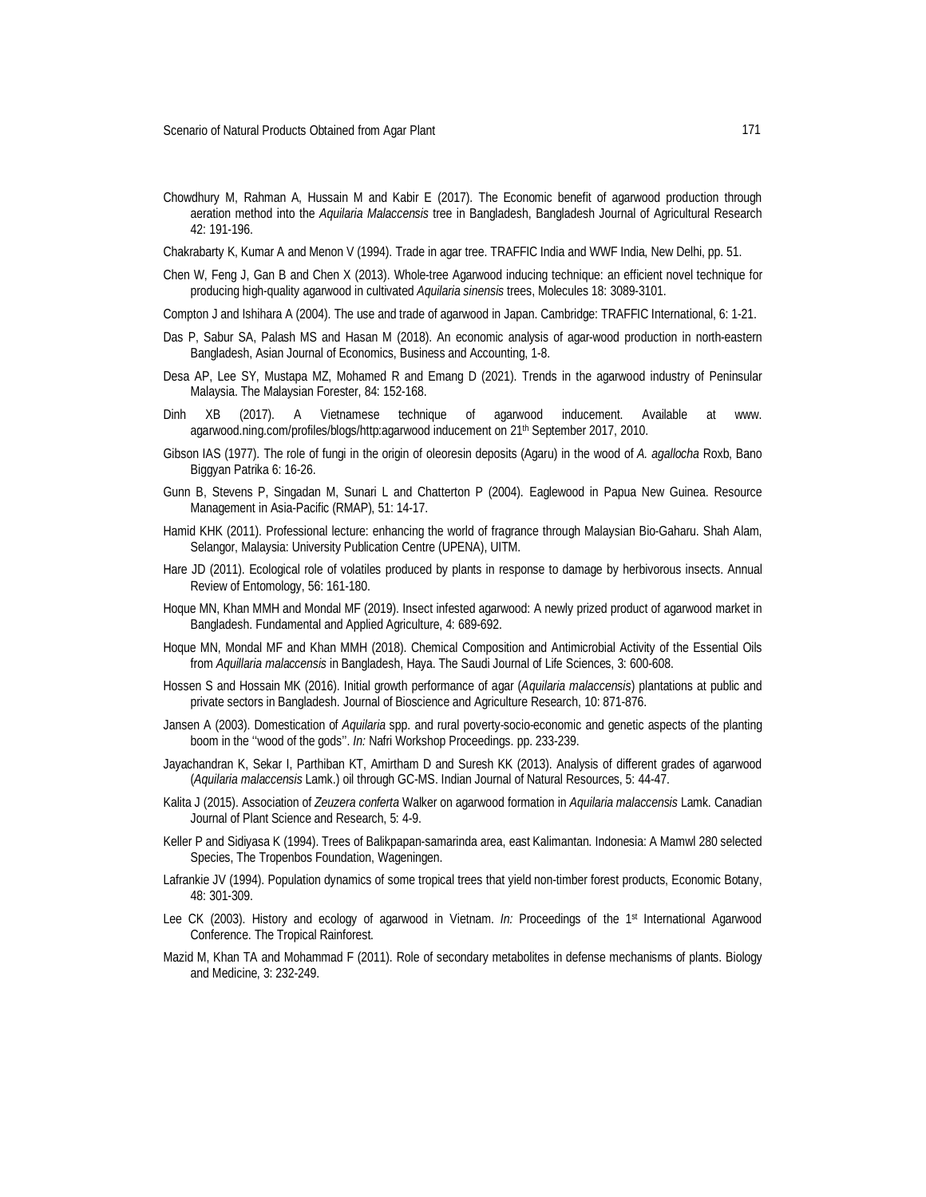Chowdhury M, Rahman A, Hussain M and Kabir E (2017). The Economic benefit of agarwood production through aeration method into the *Aquilaria Malaccensis* tree in Bangladesh, Bangladesh Journal of Agricultural Research 42: 191-196.

Chakrabarty K, Kumar A and Menon V (1994). Trade in agar tree. TRAFFIC India and WWF India, New Delhi, pp. 51.

Chen W, Feng J, Gan B and Chen X (2013). Whole-tree Agarwood inducing technique: an efficient novel technique for producing high-quality agarwood in cultivated *Aquilaria sinensis* trees, Molecules 18: 3089-3101.

Compton J and Ishihara A (2004). The use and trade of agarwood in Japan. Cambridge: TRAFFIC International, 6: 1-21.

Das P, Sabur SA, Palash MS and Hasan M (2018). An economic analysis of agar-wood production in north-eastern Bangladesh, Asian Journal of Economics, Business and Accounting, 1-8.

Desa AP, Lee SY, Mustapa MZ, Mohamed R and Emang D (2021). Trends in the agarwood industry of Peninsular Malaysia. The Malaysian Forester, 84: 152-168.

Dinh XB (2017). A Vietnamese technique of agarwood inducement. Available at www. agarwood.ning.com/profiles/blogs/http:agarwood inducement on 21[th] September 2017, 2010.

Gibson IAS (1977). The role of fungi in the origin of oleoresin deposits (Agaru) in the wood of *A. agallocha* Roxb, Bano Biggyan Patrika 6: 16-26.

Gunn B, Stevens P, Singadan M, Sunari L and Chatterton P (2004). Eaglewood in Papua New Guinea. Resource Management in Asia-Pacific (RMAP), 51: 14-17.

Hamid KHK (2011). Professional lecture: enhancing the world of fragrance through Malaysian Bio-Gaharu. Shah Alam, Selangor, Malaysia: University Publication Centre (UPENA), UITM.

Hare JD (2011). Ecological role of volatiles produced by plants in response to damage by herbivorous insects. Annual Review of Entomology, 56: 161-180.

Hoque MN, Khan MMH and Mondal MF (2019). Insect infested agarwood: A newly prized product of agarwood market in Bangladesh. Fundamental and Applied Agriculture, 4: 689-692.

Hoque MN, Mondal MF and Khan MMH (2018). Chemical Composition and Antimicrobial Activity of the Essential Oils from *Aquillaria malaccensis* in Bangladesh, Haya. The Saudi Journal of Life Sciences, 3: 600-608.

Hossen S and Hossain MK (2016). Initial growth performance of agar (*Aquilaria malaccensis*) plantations at public and private sectors in Bangladesh. Journal of Bioscience and Agriculture Research, 10: 871-876.

Jansen A (2003). Domestication of *Aquilaria* spp. and rural poverty-socio-economic and genetic aspects of the planting boom in the ''wood of the gods''. *In:* Nafri Workshop Proceedings. pp. 233-239.

Jayachandran K, Sekar I, Parthiban KT, Amirtham D and Suresh KK (2013). Analysis of different grades of agarwood (*Aquilaria malaccensis* Lamk.) oil through GC-MS. Indian Journal of Natural Resources, 5: 44-47.

Kalita J (2015). Association of *Zeuzera conferta* Walker on agarwood formation in *Aquilaria malaccensis* Lamk. Canadian Journal of Plant Science and Research, 5: 4-9.

Keller P and Sidiyasa K (1994). Trees of Balikpapan-samarinda area, east Kalimantan. Indonesia: A Mamwl 280 selected Species, The Tropenbos Foundation, Wageningen.

Lafrankie JV (1994). Population dynamics of some tropical trees that yield non-timber forest products, Economic Botany, 48: 301-309.

Lee CK (2003). History and ecology of agarwood in Vietnam. *In:* Proceedings of the 1[st] International Agarwood Conference. The Tropical Rainforest.

Mazid M, Khan TA and Mohammad F (2011). Role of secondary metabolites in defense mechanisms of plants. Biology and Medicine, 3: 232-249.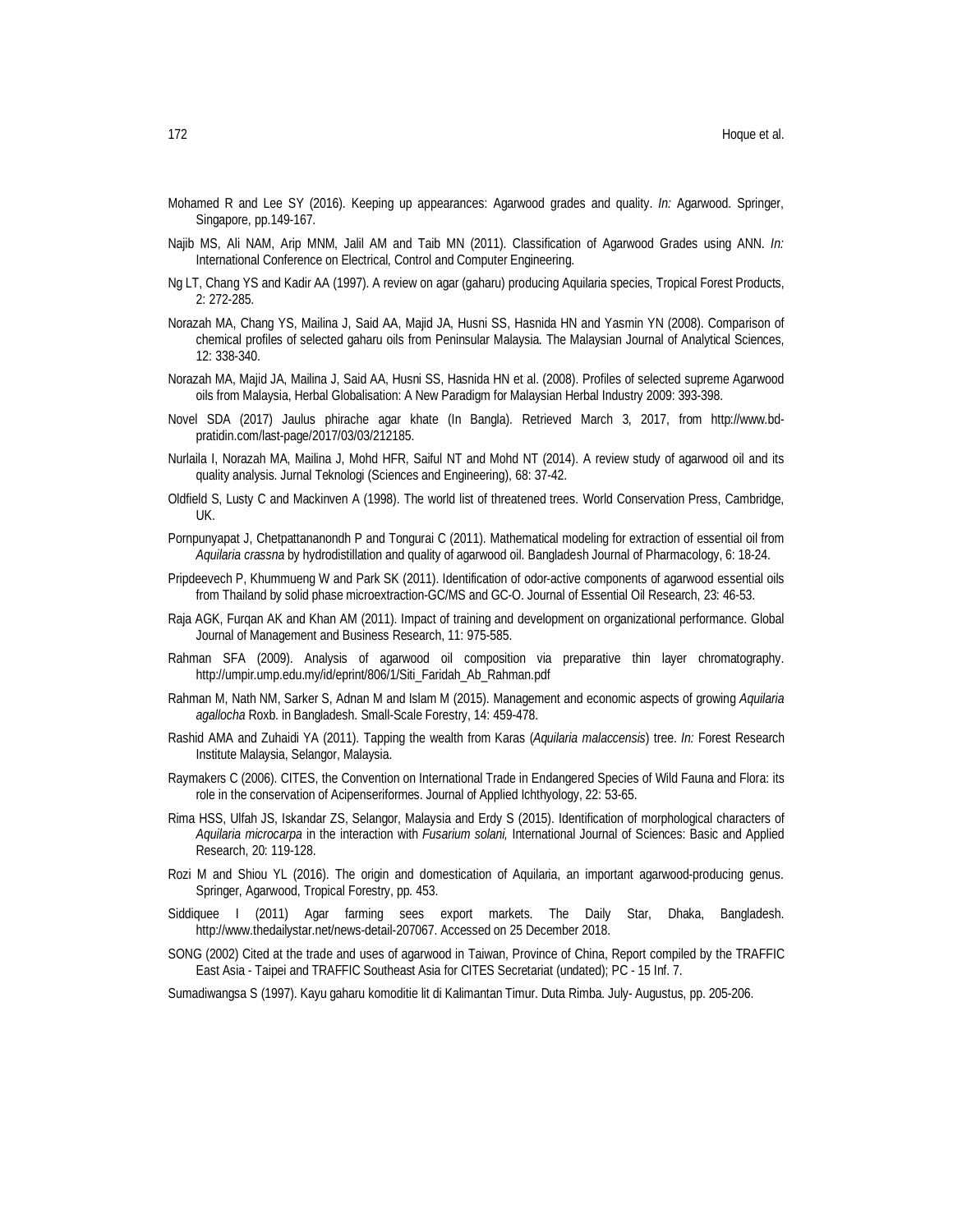Mohamed R and Lee SY (2016). Keeping up appearances: Agarwood grades and quality. *In:* Agarwood. Springer, Singapore, pp.149-167.

Najib MS, Ali NAM, Arip MNM, Jalil AM and Taib MN (2011). Classification of Agarwood Grades using ANN. *In:* International Conference on Electrical, Control and Computer Engineering.

Ng LT, Chang YS and Kadir AA (1997). A review on agar (gaharu) producing Aquilaria species, Tropical Forest Products, 2: 272-285.

Norazah MA, Chang YS, Mailina J, Said AA, Majid JA, Husni SS, Hasnida HN and Yasmin YN (2008). Comparison of chemical profiles of selected gaharu oils from Peninsular Malaysia. The Malaysian Journal of Analytical Sciences, 12: 338-340.

Norazah MA, Majid JA, Mailina J, Said AA, Husni SS, Hasnida HN et al. (2008). Profiles of selected supreme Agarwood oils from Malaysia, Herbal Globalisation: A New Paradigm for Malaysian Herbal Industry 2009: 393-398.

Novel SDA (2017) Jaulus phirache agar khate (In Bangla). Retrieved March 3, 2017, from http://www.bd-pratidin.com/last-page/2017/03/03/212185.

Nurlaila I, Norazah MA, Mailina J, Mohd HFR, Saiful NT and Mohd NT (2014). A review study of agarwood oil and its quality analysis. Jurnal Teknologi (Sciences and Engineering), 68: 37-42.

Oldfield S, Lusty C and Mackinven A (1998). The world list of threatened trees. World Conservation Press, Cambridge, UK.

Pornpunyapat J, Chetpattananondh P and Tongurai C (2011). Mathematical modeling for extraction of essential oil from *Aquilaria crassna* by hydrodistillation and quality of agarwood oil. Bangladesh Journal of Pharmacology, 6: 18-24.

Pripdeevech P, Khummueng W and Park SK (2011). Identification of odor-active components of agarwood essential oils from Thailand by solid phase microextraction-GC/MS and GC-O. Journal of Essential Oil Research, 23: 46-53.

Raja AGK, Furqan AK and Khan AM (2011). Impact of training and development on organizational performance. Global Journal of Management and Business Research, 11: 975-585.

Rahman SFA (2009). Analysis of agarwood oil composition via preparative thin layer chromatography. http://umpir.ump.edu.my/id/eprint/806/1/Siti_Faridah_Ab_Rahman.pdf

Rahman M, Nath NM, Sarker S, Adnan M and Islam M (2015). Management and economic aspects of growing *Aquilaria agallocha* Roxb. in Bangladesh. Small-Scale Forestry, 14: 459-478.

Rashid AMA and Zuhaidi YA (2011). Tapping the wealth from Karas (*Aquilaria malaccensis*) tree. *In:* Forest Research Institute Malaysia, Selangor, Malaysia.

Raymakers C (2006). CITES, the Convention on International Trade in Endangered Species of Wild Fauna and Flora: its role in the conservation of Acipenseriformes. Journal of Applied Ichthyology, 22: 53-65.

Rima HSS, Ulfah JS, Iskandar ZS, Selangor, Malaysia and Erdy S (2015). Identification of morphological characters of *Aquilaria microcarpa* in the interaction with *Fusarium solani,* International Journal of Sciences: Basic and Applied Research, 20: 119-128.

Rozi M and Shiou YL (2016). The origin and domestication of Aquilaria, an important agarwood-producing genus. Springer, Agarwood, Tropical Forestry, pp. 453.

Siddiquee I (2011) Agar farming sees export markets. The Daily Star, Dhaka, Bangladesh. http://www.thedailystar.net/news-detail-207067. Accessed on 25 December 2018.

SONG (2002) Cited at the trade and uses of agarwood in Taiwan, Province of China, Report compiled by the TRAFFIC East Asia - Taipei and TRAFFIC Southeast Asia for CITES Secretariat (undated); PC - 15 Inf. 7.

Sumadiwangsa S (1997). Kayu gaharu komoditie lit di Kalimantan Timur. Duta Rimba. July- Augustus, pp. 205-206.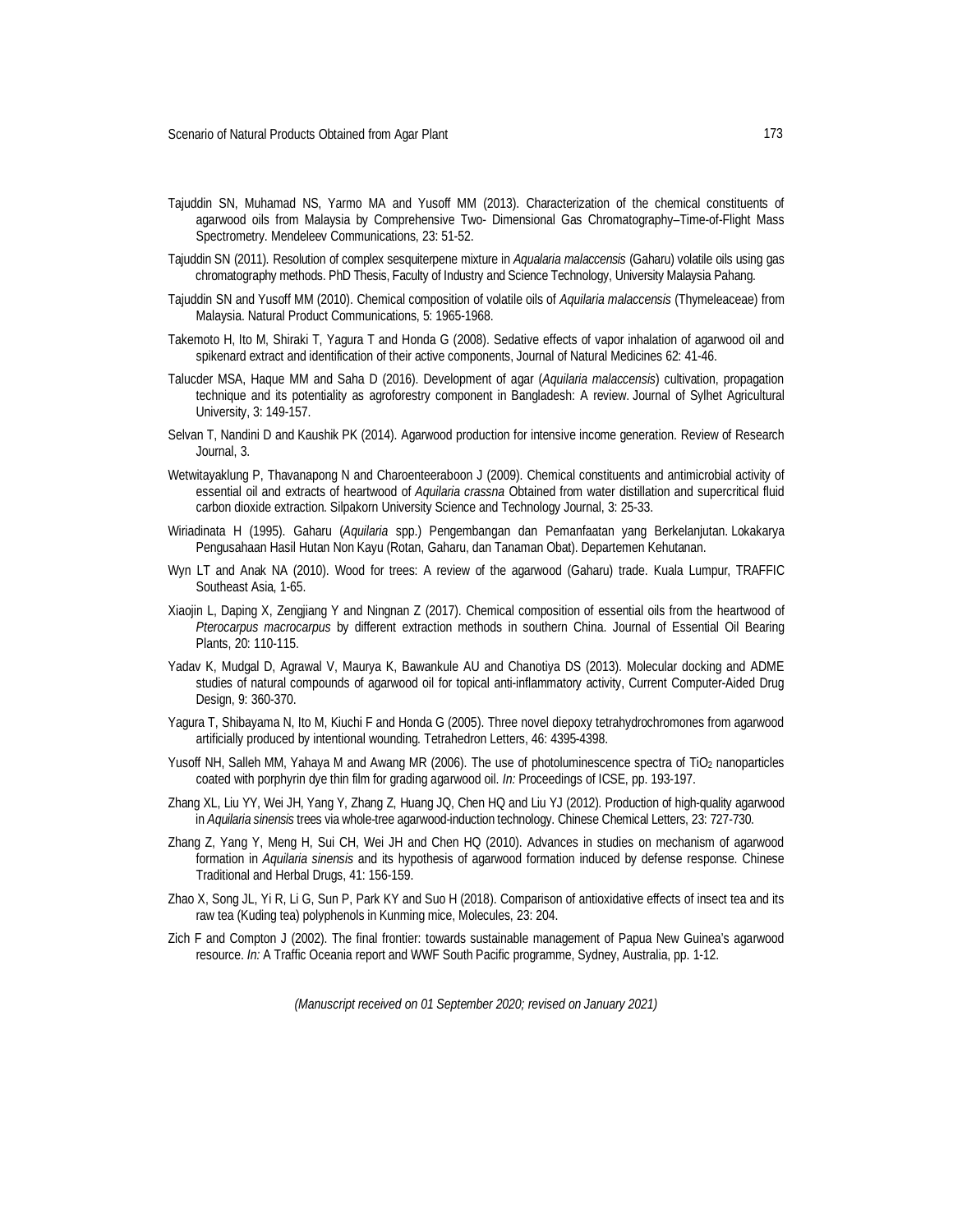Tajuddin SN, Muhamad NS, Yarmo MA and Yusoff MM (2013). Characterization of the chemical constituents of agarwood oils from Malaysia by Comprehensive Two- Dimensional Gas Chromatography–Time-of-Flight Mass Spectrometry. Mendeleev Communications, 23: 51-52.

Tajuddin SN (2011). Resolution of complex sesquiterpene mixture in *Aqualaria malaccensis* (Gaharu) volatile oils using gas chromatography methods. PhD Thesis, Faculty of Industry and Science Technology, University Malaysia Pahang.

Tajuddin SN and Yusoff MM (2010). Chemical composition of volatile oils of *Aquilaria malaccensis* (Thymeleaceae) from Malaysia. Natural Product Communications, 5: 1965-1968.

Takemoto H, Ito M, Shiraki T, Yagura T and Honda G (2008). Sedative effects of vapor inhalation of agarwood oil and spikenard extract and identification of their active components, Journal of Natural Medicines 62: 41-46.

Talucder MSA, Haque MM and Saha D (2016). Development of agar (*Aquilaria malaccensis*) cultivation, propagation technique and its potentiality as agroforestry component in Bangladesh: A review. Journal of Sylhet Agricultural University, 3: 149-157.

Selvan T, Nandini D and Kaushik PK (2014). Agarwood production for intensive income generation. Review of Research Journal, 3.

Wetwitayaklung P, Thavanapong N and Charoenteeraboon J (2009). Chemical constituents and antimicrobial activity of essential oil and extracts of heartwood of *Aquilaria crassna* Obtained from water distillation and supercritical fluid carbon dioxide extraction. Silpakorn University Science and Technology Journal, 3: 25-33.

Wiriadinata H (1995). Gaharu (*Aquilaria* spp.) Pengembangan dan Pemanfaatan yang Berkelanjutan. Lokakarya Pengusahaan Hasil Hutan Non Kayu (Rotan, Gaharu, dan Tanaman Obat). Departemen Kehutanan.

Wyn LT and Anak NA (2010). Wood for trees: A review of the agarwood (Gaharu) trade. Kuala Lumpur, TRAFFIC Southeast Asia, 1-65.

Xiaojin L, Daping X, Zengjiang Y and Ningnan Z (2017). Chemical composition of essential oils from the heartwood of *Pterocarpus macrocarpus* by different extraction methods in southern China. Journal of Essential Oil Bearing Plants, 20: 110-115.

Yadav K, Mudgal D, Agrawal V, Maurya K, Bawankule AU and Chanotiya DS (2013). Molecular docking and ADME studies of natural compounds of agarwood oil for topical anti-inflammatory activity, Current Computer-Aided Drug Design, 9: 360-370.

Yagura T, Shibayama N, Ito M, Kiuchi F and Honda G (2005). Three novel diepoxy tetrahydrochromones from agarwood artificially produced by intentional wounding. Tetrahedron Letters, 46: 4395-4398.

Yusoff NH, Salleh MM, Yahaya M and Awang MR (2006). The use of photoluminescence spectra of $TiO_2$ nanoparticles coated with porphyrin dye thin film for grading agarwood oil. *In:* Proceedings of ICSE, pp. 193-197.

Zhang XL, Liu YY, Wei JH, Yang Y, Zhang Z, Huang JQ, Chen HQ and Liu YJ (2012). Production of high-quality agarwood in *Aquilaria sinensis* trees via whole-tree agarwood-induction technology. Chinese Chemical Letters, 23: 727-730.

Zhang Z, Yang Y, Meng H, Sui CH, Wei JH and Chen HQ (2010). Advances in studies on mechanism of agarwood formation in *Aquilaria sinensis* and its hypothesis of agarwood formation induced by defense response. Chinese Traditional and Herbal Drugs, 41: 156-159.

Zhao X, Song JL, Yi R, Li G, Sun P, Park KY and Suo H (2018). Comparison of antioxidative effects of insect tea and its raw tea (Kuding tea) polyphenols in Kunming mice, Molecules, 23: 204.

Zich F and Compton J (2002). The final frontier: towards sustainable management of Papua New Guinea's agarwood resource. *In:* A Traffic Oceania report and WWF South Pacific programme, Sydney, Australia, pp. 1-12.

*(Manuscript received on 01 September 2020; revised on January 2021)*